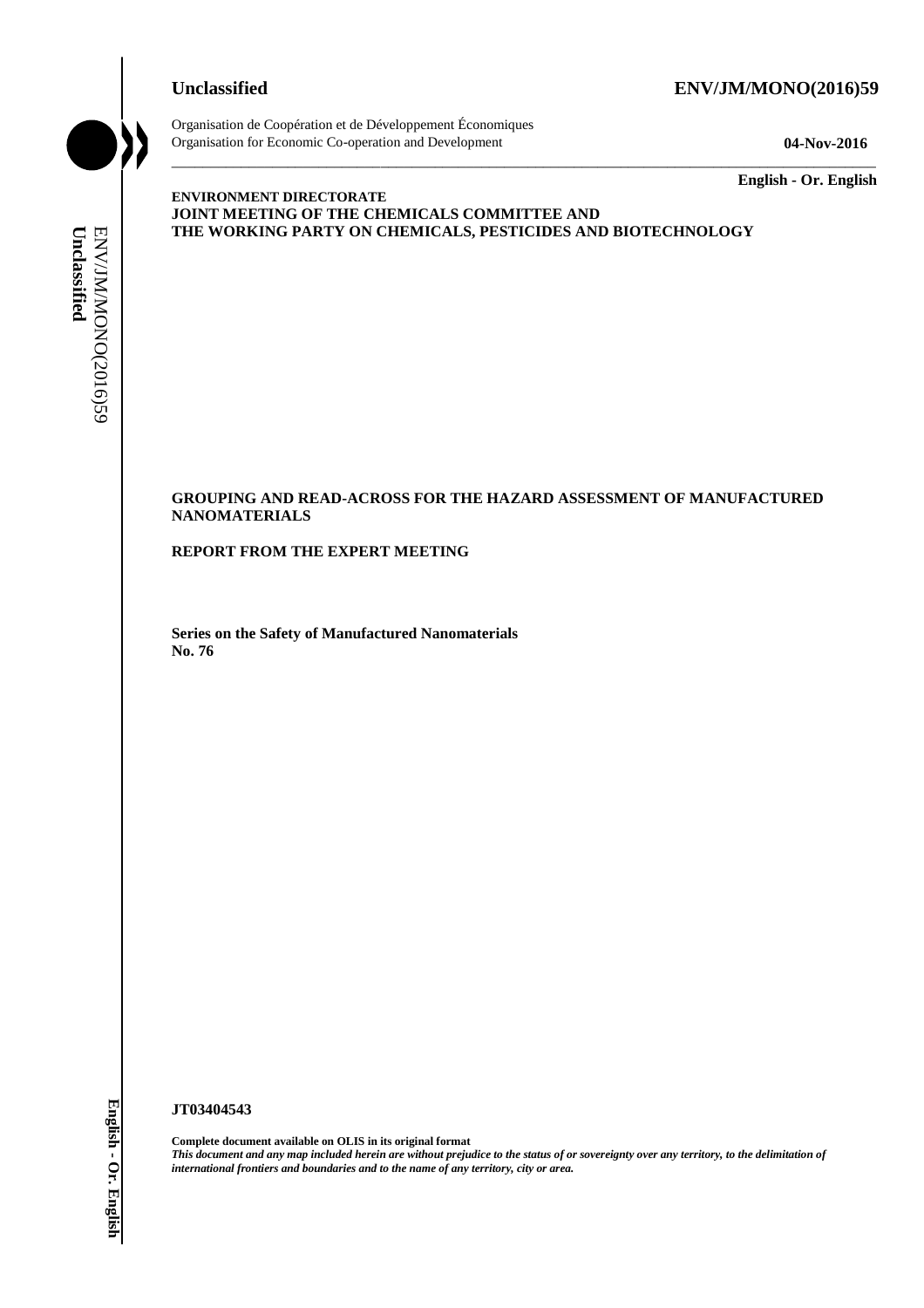**Unclassified** **ENV/JM/MONO(2016)59**

Organisation de Coopération et de Développement Économiques
Organisation for Economic Co-operation and Development **04-Nov-2016**

**English - Or. English**

**ENVIRONMENT DIRECTORATE**
**JOINT MEETING OF THE CHEMICALS COMMITTEE AND**
**THE WORKING PARTY ON CHEMICALS, PESTICIDES AND BIOTECHNOLOGY**

**GROUPING AND READ-ACROSS FOR THE HAZARD ASSESSMENT OF MANUFACTURED NANOMATERIALS**

**REPORT FROM THE EXPERT MEETING**

**Series on the Safety of Manufactured Nanomaterials**
**No. 76**

**JT03404543**

**Complete document available on OLIS in its original format**
***This document and any map included herein are without prejudice to the status of or sovereignty over any territory, to the delimitation of international frontiers and boundaries and to the name of any territory, city or area.***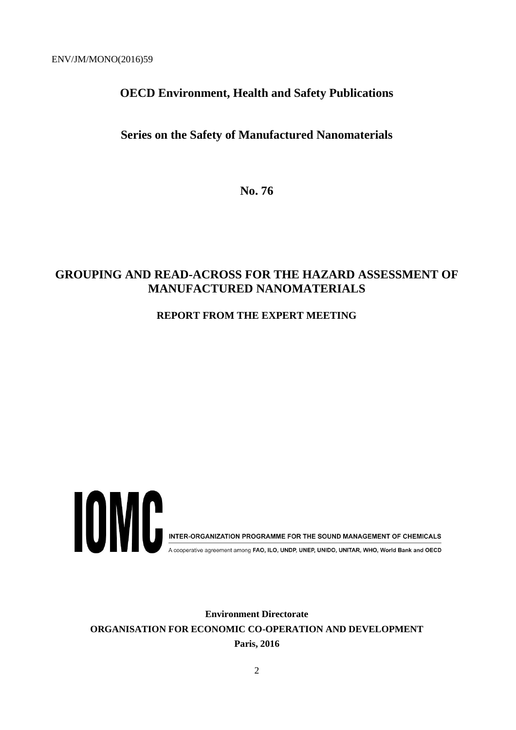ENV/JM/MONO(2016)59

**OECD Environment, Health and Safety Publications**

**Series on the Safety of Manufactured Nanomaterials**

**No. 76**

# GROUPING AND READ-ACROSS FOR THE HAZARD ASSESSMENT OF MANUFACTURED NANOMATERIALS

**REPORT FROM THE EXPERT MEETING**

IOMC

INTER-ORGANIZATION PROGRAMME FOR THE SOUND MANAGEMENT OF CHEMICALS

A cooperative agreement among FAO, ILO, UNDP, UNEP, UNIDO, UNITAR, WHO, World Bank and OECD

**Environment Directorate**

**ORGANISATION FOR ECONOMIC CO-OPERATION AND DEVELOPMENT**

**Paris, 2016**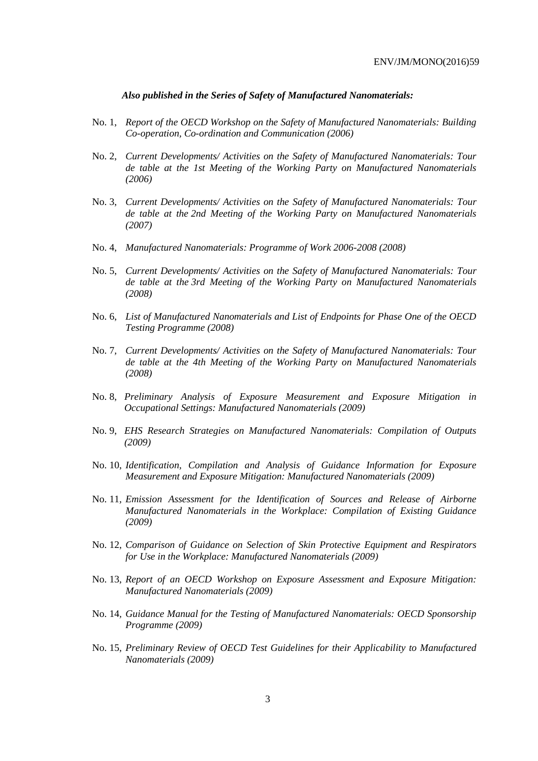***Also published in the Series of Safety of Manufactured Nanomaterials:***

No. 1, *Report of the OECD Workshop on the Safety of Manufactured Nanomaterials: Building Co-operation, Co-ordination and Communication (2006)*

No. 2, *Current Developments/ Activities on the Safety of Manufactured Nanomaterials: Tour de table at the 1st Meeting of the Working Party on Manufactured Nanomaterials (2006)*

No. 3, *Current Developments/ Activities on the Safety of Manufactured Nanomaterials: Tour de table at the 2nd Meeting of the Working Party on Manufactured Nanomaterials (2007)*

No. 4, *Manufactured Nanomaterials: Programme of Work 2006-2008 (2008)*

No. 5, *Current Developments/ Activities on the Safety of Manufactured Nanomaterials: Tour de table at the 3rd Meeting of the Working Party on Manufactured Nanomaterials (2008)*

No. 6, *List of Manufactured Nanomaterials and List of Endpoints for Phase One of the OECD Testing Programme (2008)*

No. 7, *Current Developments/ Activities on the Safety of Manufactured Nanomaterials: Tour de table at the 4th Meeting of the Working Party on Manufactured Nanomaterials (2008)*

No. 8, *Preliminary Analysis of Exposure Measurement and Exposure Mitigation in Occupational Settings: Manufactured Nanomaterials (2009)*

No. 9, *EHS Research Strategies on Manufactured Nanomaterials: Compilation of Outputs (2009)*

No. 10, *Identification, Compilation and Analysis of Guidance Information for Exposure Measurement and Exposure Mitigation: Manufactured Nanomaterials (2009)*

No. 11, *Emission Assessment for the Identification of Sources and Release of Airborne Manufactured Nanomaterials in the Workplace: Compilation of Existing Guidance (2009)*

No. 12, *Comparison of Guidance on Selection of Skin Protective Equipment and Respirators for Use in the Workplace: Manufactured Nanomaterials (2009)*

No. 13, *Report of an OECD Workshop on Exposure Assessment and Exposure Mitigation: Manufactured Nanomaterials (2009)*

No. 14, *Guidance Manual for the Testing of Manufactured Nanomaterials: OECD Sponsorship Programme (2009)*

No. 15, *Preliminary Review of OECD Test Guidelines for their Applicability to Manufactured Nanomaterials (2009)*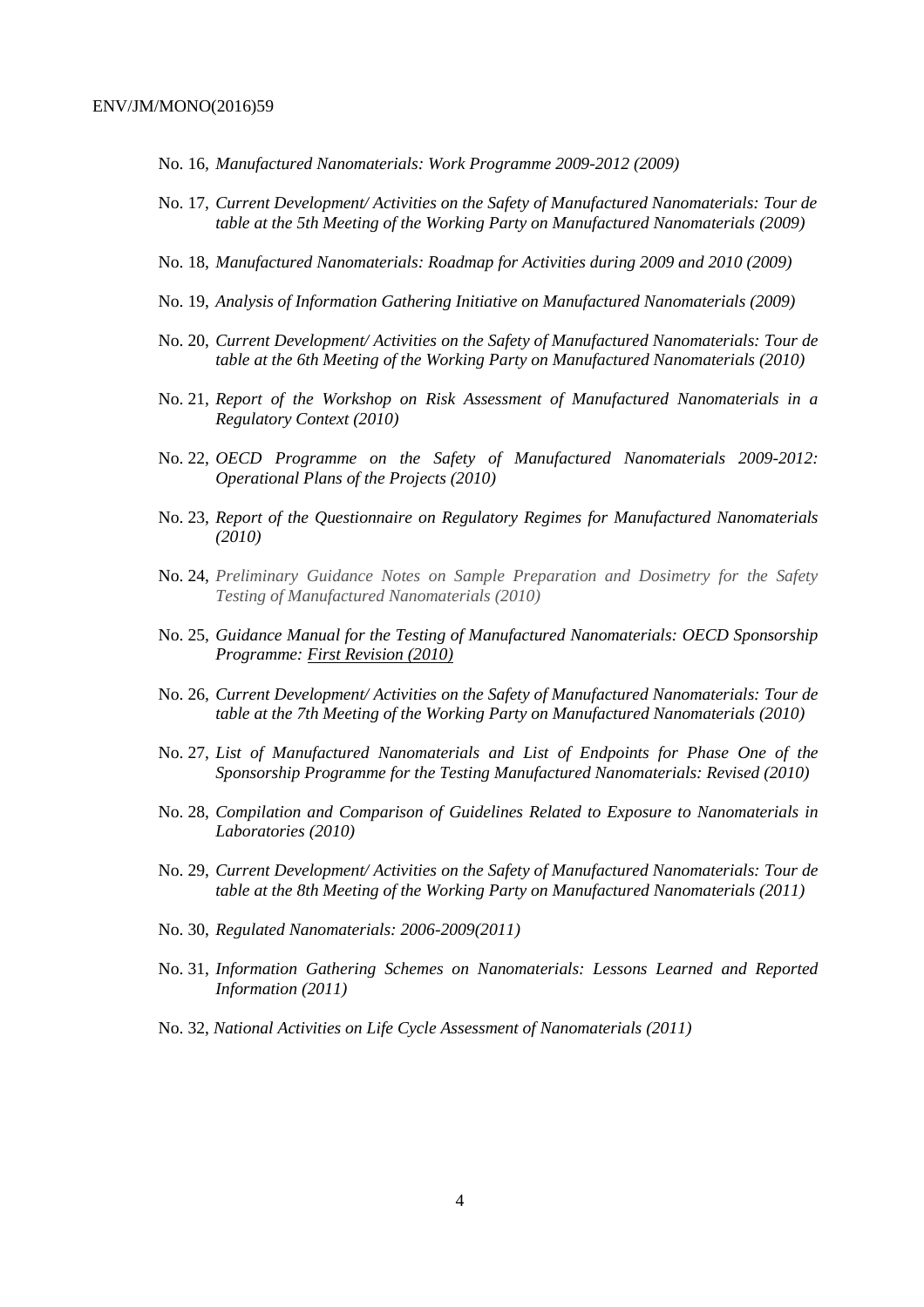No. 16, *Manufactured Nanomaterials: Work Programme 2009-2012 (2009)*

No. 17, *Current Development/ Activities on the Safety of Manufactured Nanomaterials: Tour de table at the 5th Meeting of the Working Party on Manufactured Nanomaterials (2009)*

No. 18, *Manufactured Nanomaterials: Roadmap for Activities during 2009 and 2010 (2009)*

No. 19, *Analysis of Information Gathering Initiative on Manufactured Nanomaterials (2009)*

No. 20, *Current Development/ Activities on the Safety of Manufactured Nanomaterials: Tour de table at the 6th Meeting of the Working Party on Manufactured Nanomaterials (2010)*

No. 21, *Report of the Workshop on Risk Assessment of Manufactured Nanomaterials in a Regulatory Context (2010)*

No. 22, *OECD Programme on the Safety of Manufactured Nanomaterials 2009-2012: Operational Plans of the Projects (2010)*

No. 23, *Report of the Questionnaire on Regulatory Regimes for Manufactured Nanomaterials (2010)*

No. 24, *Preliminary Guidance Notes on Sample Preparation and Dosimetry for the Safety Testing of Manufactured Nanomaterials (2010)*

No. 25, *Guidance Manual for the Testing of Manufactured Nanomaterials: OECD Sponsorship Programme: First Revision (2010)*

No. 26, *Current Development/ Activities on the Safety of Manufactured Nanomaterials: Tour de table at the 7th Meeting of the Working Party on Manufactured Nanomaterials (2010)*

No. 27, *List of Manufactured Nanomaterials and List of Endpoints for Phase One of the Sponsorship Programme for the Testing Manufactured Nanomaterials: Revised (2010)*

No. 28, *Compilation and Comparison of Guidelines Related to Exposure to Nanomaterials in Laboratories (2010)*

No. 29, *Current Development/ Activities on the Safety of Manufactured Nanomaterials: Tour de table at the 8th Meeting of the Working Party on Manufactured Nanomaterials (2011)*

No. 30, *Regulated Nanomaterials: 2006-2009(2011)*

No. 31, *Information Gathering Schemes on Nanomaterials: Lessons Learned and Reported Information (2011)*

No. 32, *National Activities on Life Cycle Assessment of Nanomaterials (2011)*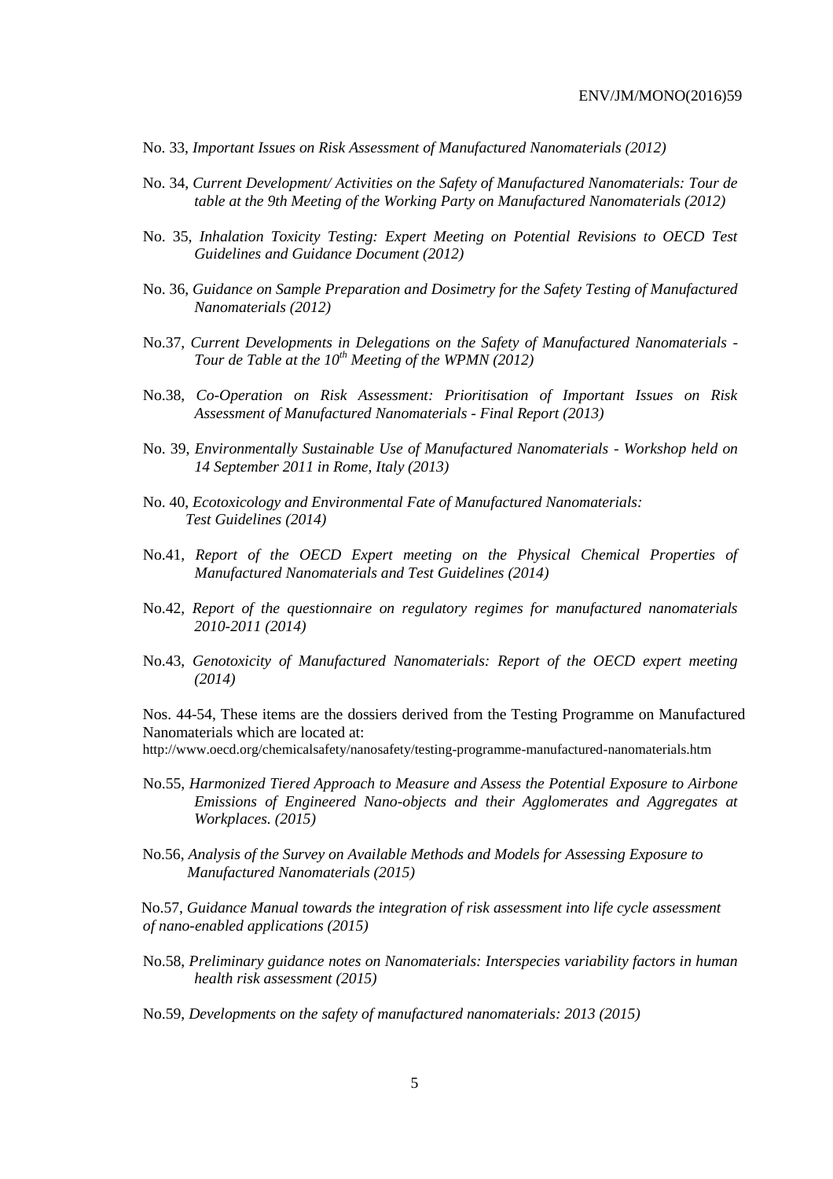No. 33, *Important Issues on Risk Assessment of Manufactured Nanomaterials (2012)*

No. 34, *Current Development/ Activities on the Safety of Manufactured Nanomaterials: Tour de table at the 9th Meeting of the Working Party on Manufactured Nanomaterials (2012)*

No. 35, *Inhalation Toxicity Testing: Expert Meeting on Potential Revisions to OECD Test Guidelines and Guidance Document (2012)*

No. 36, *Guidance on Sample Preparation and Dosimetry for the Safety Testing of Manufactured Nanomaterials (2012)*

No.37, *Current Developments in Delegations on the Safety of Manufactured Nanomaterials - Tour de Table at the 10th Meeting of the WPMN (2012)*

No.38, *Co-Operation on Risk Assessment: Prioritisation of Important Issues on Risk Assessment of Manufactured Nanomaterials - Final Report (2013)*

No. 39, *Environmentally Sustainable Use of Manufactured Nanomaterials - Workshop held on 14 September 2011 in Rome, Italy (2013)*

No. 40, *Ecotoxicology and Environmental Fate of Manufactured Nanomaterials: Test Guidelines (2014)*

No.41, *Report of the OECD Expert meeting on the Physical Chemical Properties of Manufactured Nanomaterials and Test Guidelines (2014)*

No.42, *Report of the questionnaire on regulatory regimes for manufactured nanomaterials 2010-2011 (2014)*

No.43, *Genotoxicity of Manufactured Nanomaterials: Report of the OECD expert meeting (2014)*

Nos. 44-54, These items are the dossiers derived from the Testing Programme on Manufactured Nanomaterials which are located at:
http://www.oecd.org/chemicalsafety/nanosafety/testing-programme-manufactured-nanomaterials.htm

No.55, *Harmonized Tiered Approach to Measure and Assess the Potential Exposure to Airbone Emissions of Engineered Nano-objects and their Agglomerates and Aggregates at Workplaces. (2015)*

No.56, *Analysis of the Survey on Available Methods and Models for Assessing Exposure to Manufactured Nanomaterials (2015)*

No.57, *Guidance Manual towards the integration of risk assessment into life cycle assessment of nano-enabled applications (2015)*

No.58, *Preliminary guidance notes on Nanomaterials: Interspecies variability factors in human health risk assessment (2015)*

No.59, *Developments on the safety of manufactured nanomaterials: 2013 (2015)*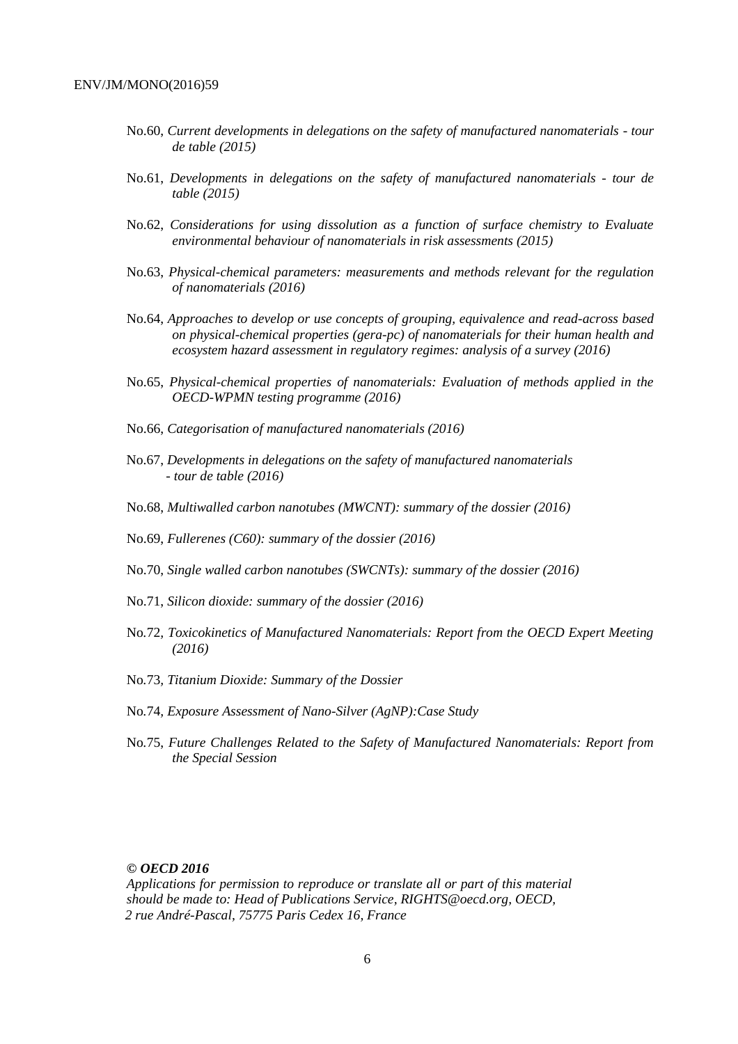No.60, *Current developments in delegations on the safety of manufactured nanomaterials - tour de table (2015)*

No.61, *Developments in delegations on the safety of manufactured nanomaterials - tour de table (2015)*

No.62, *Considerations for using dissolution as a function of surface chemistry to Evaluate environmental behaviour of nanomaterials in risk assessments (2015)*

No.63, *Physical-chemical parameters: measurements and methods relevant for the regulation of nanomaterials (2016)*

No.64, *Approaches to develop or use concepts of grouping, equivalence and read-across based on physical-chemical properties (gera-pc) of nanomaterials for their human health and ecosystem hazard assessment in regulatory regimes: analysis of a survey (2016)*

No.65, *Physical-chemical properties of nanomaterials: Evaluation of methods applied in the OECD-WPMN testing programme (2016)*

No.66, *Categorisation of manufactured nanomaterials (2016)*

No.67, *Developments in delegations on the safety of manufactured nanomaterials - tour de table (2016)*

No.68, *Multiwalled carbon nanotubes (MWCNT): summary of the dossier (2016)*

No.69, *Fullerenes (C60): summary of the dossier (2016)*

No.70, *Single walled carbon nanotubes (SWCNTs): summary of the dossier (2016)*

No.71, *Silicon dioxide: summary of the dossier (2016)*

No.72, *Toxicokinetics of Manufactured Nanomaterials: Report from the OECD Expert Meeting (2016)*

No.73, *Titanium Dioxide: Summary of the Dossier*

No.74, *Exposure Assessment of Nano-Silver (AgNP):Case Study*

No.75, *Future Challenges Related to the Safety of Manufactured Nanomaterials: Report from the Special Session*

***© OECD 2016***
*Applications for permission to reproduce or translate all or part of this material should be made to: Head of Publications Service, RIGHTS@oecd.org, OECD, 2 rue André-Pascal, 75775 Paris Cedex 16, France*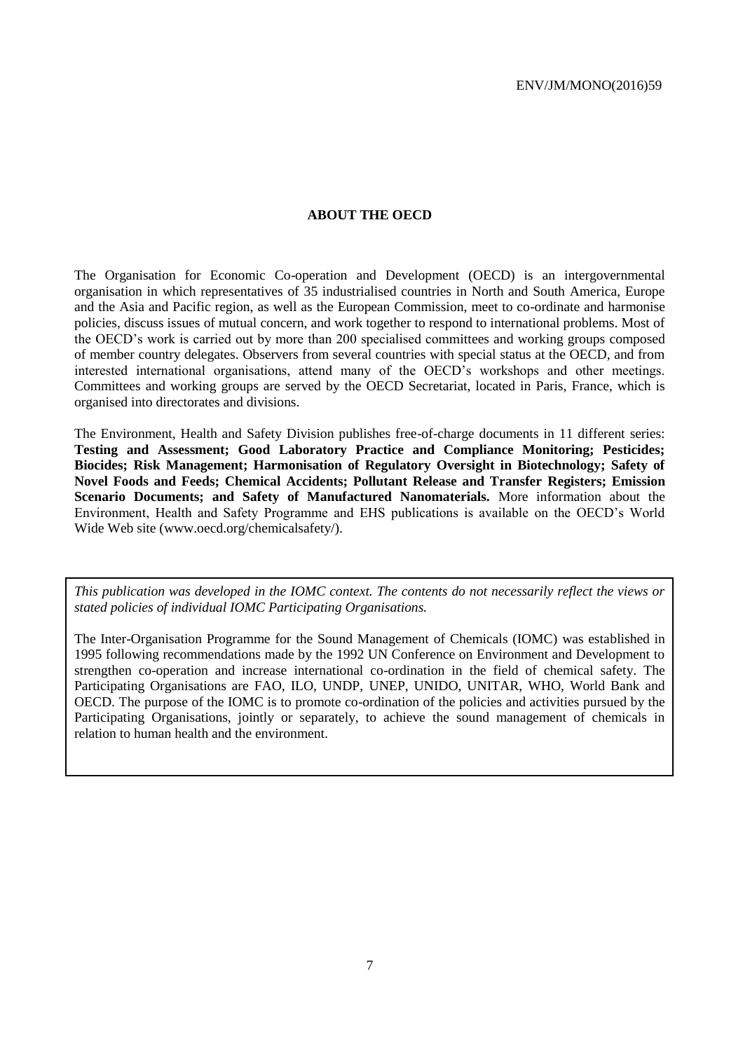## ABOUT THE OECD

The Organisation for Economic Co-operation and Development (OECD) is an intergovernmental organisation in which representatives of 35 industrialised countries in North and South America, Europe and the Asia and Pacific region, as well as the European Commission, meet to co-ordinate and harmonise policies, discuss issues of mutual concern, and work together to respond to international problems. Most of the OECD's work is carried out by more than 200 specialised committees and working groups composed of member country delegates. Observers from several countries with special status at the OECD, and from interested international organisations, attend many of the OECD's workshops and other meetings. Committees and working groups are served by the OECD Secretariat, located in Paris, France, which is organised into directorates and divisions.

The Environment, Health and Safety Division publishes free-of-charge documents in 11 different series: **Testing and Assessment; Good Laboratory Practice and Compliance Monitoring; Pesticides; Biocides; Risk Management; Harmonisation of Regulatory Oversight in Biotechnology; Safety of Novel Foods and Feeds; Chemical Accidents; Pollutant Release and Transfer Registers; Emission Scenario Documents; and Safety of Manufactured Nanomaterials.** More information about the Environment, Health and Safety Programme and EHS publications is available on the OECD's World Wide Web site (www.oecd.org/chemicalsafety/).

*This publication was developed in the IOMC context. The contents do not necessarily reflect the views or stated policies of individual IOMC Participating Organisations.*

The Inter-Organisation Programme for the Sound Management of Chemicals (IOMC) was established in 1995 following recommendations made by the 1992 UN Conference on Environment and Development to strengthen co-operation and increase international co-ordination in the field of chemical safety. The Participating Organisations are FAO, ILO, UNDP, UNEP, UNIDO, UNITAR, WHO, World Bank and OECD. The purpose of the IOMC is to promote co-ordination of the policies and activities pursued by the Participating Organisations, jointly or separately, to achieve the sound management of chemicals in relation to human health and the environment.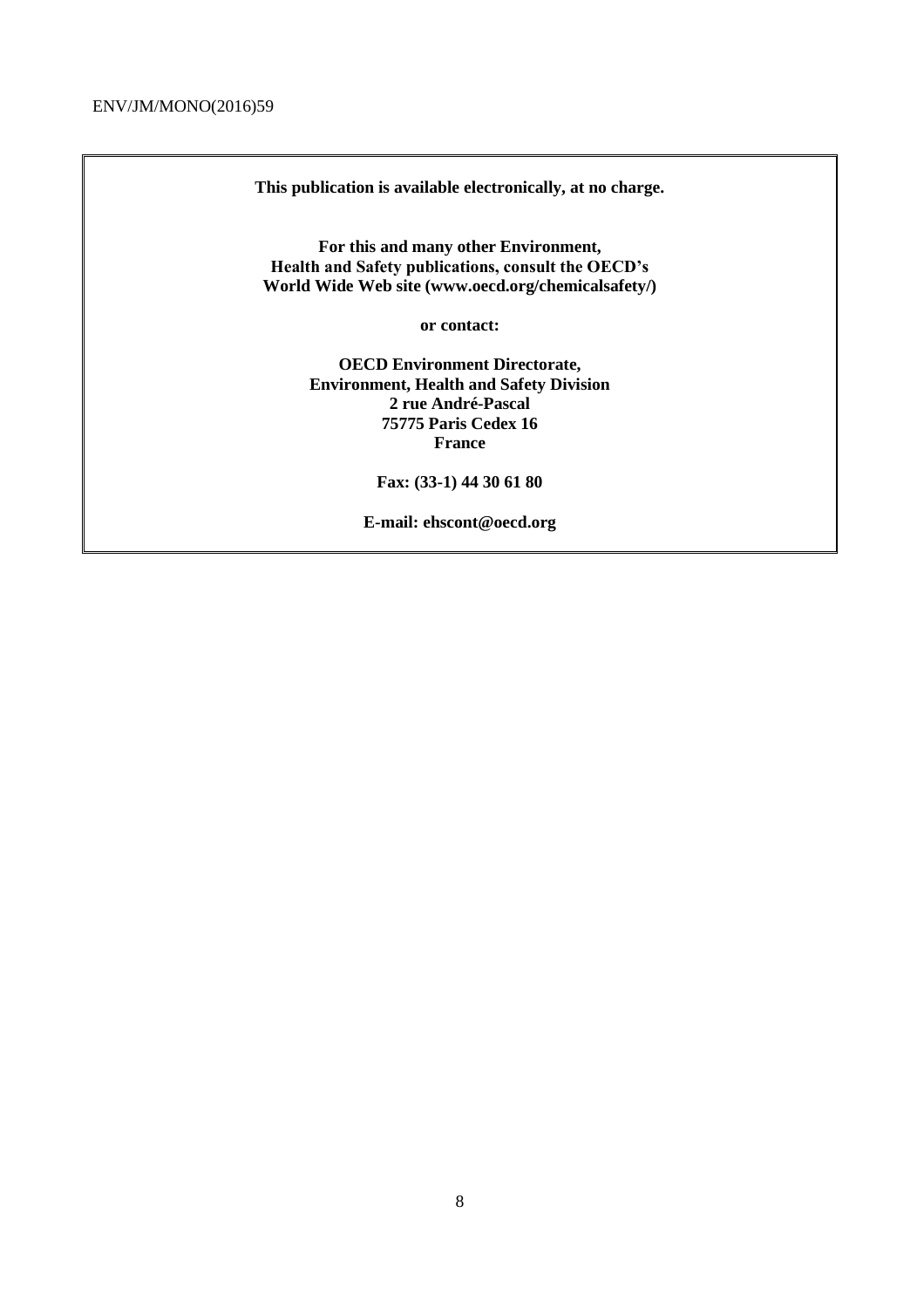**This publication is available electronically, at no charge.**

**For this and many other Environment, Health and Safety publications, consult the OECD's World Wide Web site (www.oecd.org/chemicalsafety/)**

**or contact:**

**OECD Environment Directorate,**
**Environment, Health and Safety Division**
**2 rue André-Pascal**
**75775 Paris Cedex 16**
**France**

**Fax: (33-1) 44 30 61 80**

**E-mail: ehscont@oecd.org**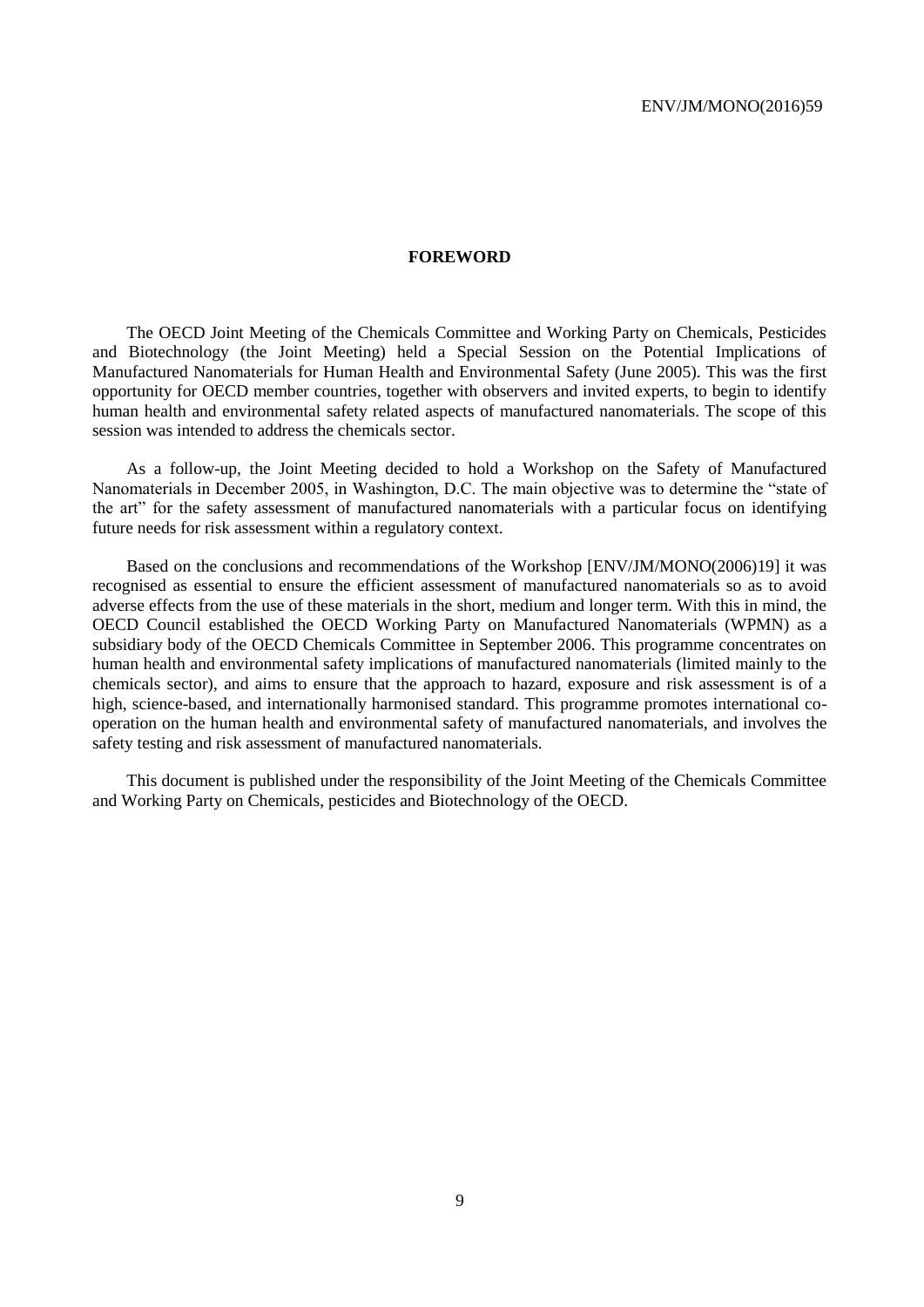## FOREWORD

The OECD Joint Meeting of the Chemicals Committee and Working Party on Chemicals, Pesticides and Biotechnology (the Joint Meeting) held a Special Session on the Potential Implications of Manufactured Nanomaterials for Human Health and Environmental Safety (June 2005). This was the first opportunity for OECD member countries, together with observers and invited experts, to begin to identify human health and environmental safety related aspects of manufactured nanomaterials. The scope of this session was intended to address the chemicals sector.

As a follow-up, the Joint Meeting decided to hold a Workshop on the Safety of Manufactured Nanomaterials in December 2005, in Washington, D.C. The main objective was to determine the "state of the art" for the safety assessment of manufactured nanomaterials with a particular focus on identifying future needs for risk assessment within a regulatory context.

Based on the conclusions and recommendations of the Workshop [ENV/JM/MONO(2006)19] it was recognised as essential to ensure the efficient assessment of manufactured nanomaterials so as to avoid adverse effects from the use of these materials in the short, medium and longer term. With this in mind, the OECD Council established the OECD Working Party on Manufactured Nanomaterials (WPMN) as a subsidiary body of the OECD Chemicals Committee in September 2006. This programme concentrates on human health and environmental safety implications of manufactured nanomaterials (limited mainly to the chemicals sector), and aims to ensure that the approach to hazard, exposure and risk assessment is of a high, science-based, and internationally harmonised standard. This programme promotes international co-operation on the human health and environmental safety of manufactured nanomaterials, and involves the safety testing and risk assessment of manufactured nanomaterials.

This document is published under the responsibility of the Joint Meeting of the Chemicals Committee and Working Party on Chemicals, pesticides and Biotechnology of the OECD.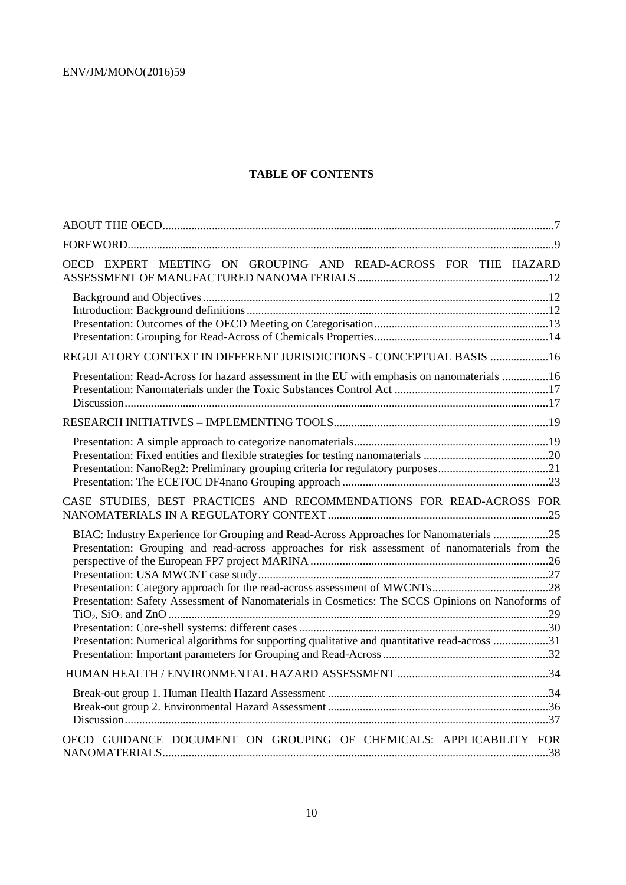**TABLE OF CONTENTS**

ABOUT THE OECD....7

FOREWORD....9

OECD EXPERT MEETING ON GROUPING AND READ-ACROSS FOR THE HAZARD ASSESSMENT OF MANUFACTURED NANOMATERIALS....12

- Background and Objectives....12
- Introduction: Background definitions....12
- Presentation: Outcomes of the OECD Meeting on Categorisation....13
- Presentation: Grouping for Read-Across of Chemicals Properties....14

REGULATORY CONTEXT IN DIFFERENT JURISDICTIONS - CONCEPTUAL BASIS....16

- Presentation: Read-Across for hazard assessment in the EU with emphasis on nanomaterials....16
- Presentation: Nanomaterials under the Toxic Substances Control Act....17
- Discussion....17

RESEARCH INITIATIVES – IMPLEMENTING TOOLS....19

- Presentation: A simple approach to categorize nanomaterials....19
- Presentation: Fixed entities and flexible strategies for testing nanomaterials....20
- Presentation: NanoReg2: Preliminary grouping criteria for regulatory purposes....21
- Presentation: The ECETOC DF4nano Grouping approach....23

CASE STUDIES, BEST PRACTICES AND RECOMMENDATIONS FOR READ-ACROSS FOR NANOMATERIALS IN A REGULATORY CONTEXT....25

- BIAC: Industry Experience for Grouping and Read-Across Approaches for Nanomaterials....25
- Presentation: Grouping and read-across approaches for risk assessment of nanomaterials from the perspective of the European FP7 project MARINA....26
- Presentation: USA MWCNT case study....27
- Presentation: Category approach for the read-across assessment of MWCNTs....28
- Presentation: Safety Assessment of Nanomaterials in Cosmetics: The SCCS Opinions on Nanoforms of $TiO_2$, $SiO_2$ and ZnO....29
- Presentation: Core-shell systems: different cases....30
- Presentation: Numerical algorithms for supporting qualitative and quantitative read-across....31
- Presentation: Important parameters for Grouping and Read-Across....32

HUMAN HEALTH / ENVIRONMENTAL HAZARD ASSESSMENT....34

- Break-out group 1. Human Health Hazard Assessment....34
- Break-out group 2. Environmental Hazard Assessment....36
- Discussion....37

OECD GUIDANCE DOCUMENT ON GROUPING OF CHEMICALS: APPLICABILITY FOR NANOMATERIALS....38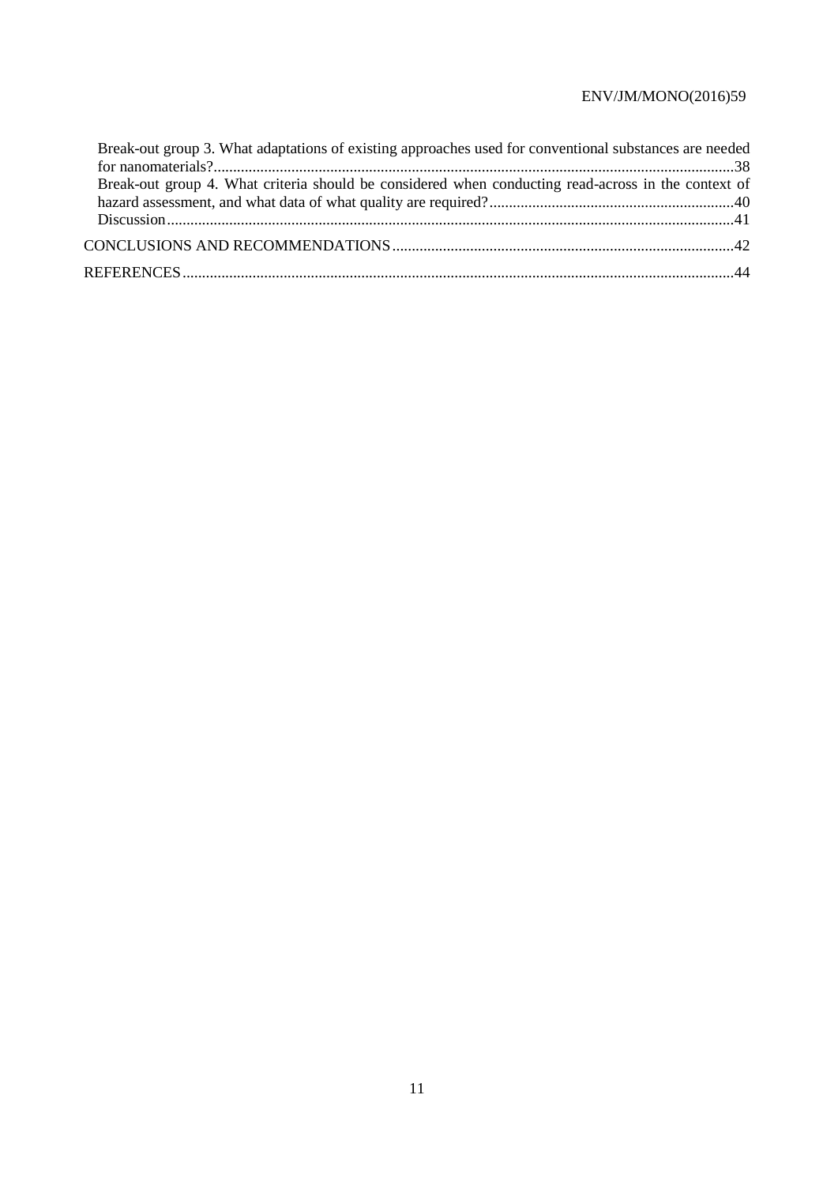Break-out group 3. What adaptations of existing approaches used for conventional substances are needed for nanomaterials?.....38
Break-out group 4. What criteria should be considered when conducting read-across in the context of hazard assessment, and what data of what quality are required?.....40
Discussion.....41

CONCLUSIONS AND RECOMMENDATIONS.....42

REFERENCES.....44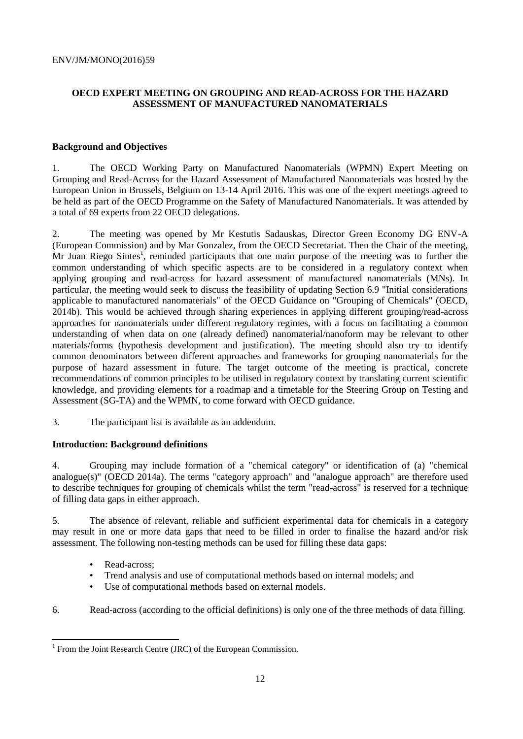**OECD EXPERT MEETING ON GROUPING AND READ-ACROSS FOR THE HAZARD ASSESSMENT OF MANUFACTURED NANOMATERIALS**

**Background and Objectives**

1. The OECD Working Party on Manufactured Nanomaterials (WPMN) Expert Meeting on Grouping and Read-Across for the Hazard Assessment of Manufactured Nanomaterials was hosted by the European Union in Brussels, Belgium on 13-14 April 2016. This was one of the expert meetings agreed to be held as part of the OECD Programme on the Safety of Manufactured Nanomaterials. It was attended by a total of 69 experts from 22 OECD delegations.

2. The meeting was opened by Mr Kestutis Sadauskas, Director Green Economy DG ENV-A (European Commission) and by Mar Gonzalez, from the OECD Secretariat. Then the Chair of the meeting, Mr Juan Riego Sintes[1], reminded participants that one main purpose of the meeting was to further the common understanding of which specific aspects are to be considered in a regulatory context when applying grouping and read-across for hazard assessment of manufactured nanomaterials (MNs). In particular, the meeting would seek to discuss the feasibility of updating Section 6.9 "Initial considerations applicable to manufactured nanomaterials" of the OECD Guidance on "Grouping of Chemicals" (OECD, 2014b). This would be achieved through sharing experiences in applying different grouping/read-across approaches for nanomaterials under different regulatory regimes, with a focus on facilitating a common understanding of when data on one (already defined) nanomaterial/nanoform may be relevant to other materials/forms (hypothesis development and justification). The meeting should also try to identify common denominators between different approaches and frameworks for grouping nanomaterials for the purpose of hazard assessment in future. The target outcome of the meeting is practical, concrete recommendations of common principles to be utilised in regulatory context by translating current scientific knowledge, and providing elements for a roadmap and a timetable for the Steering Group on Testing and Assessment (SG-TA) and the WPMN, to come forward with OECD guidance.

3. The participant list is available as an addendum.

**Introduction: Background definitions**

4. Grouping may include formation of a "chemical category" or identification of (a) "chemical analogue(s)" (OECD 2014a). The terms "category approach" and "analogue approach" are therefore used to describe techniques for grouping of chemicals whilst the term "read-across" is reserved for a technique of filling data gaps in either approach.

5. The absence of relevant, reliable and sufficient experimental data for chemicals in a category may result in one or more data gaps that need to be filled in order to finalise the hazard and/or risk assessment. The following non-testing methods can be used for filling these data gaps:

- Read-across;
- Trend analysis and use of computational methods based on internal models; and
- Use of computational methods based on external models.

6. Read-across (according to the official definitions) is only one of the three methods of data filling.

[1] From the Joint Research Centre (JRC) of the European Commission.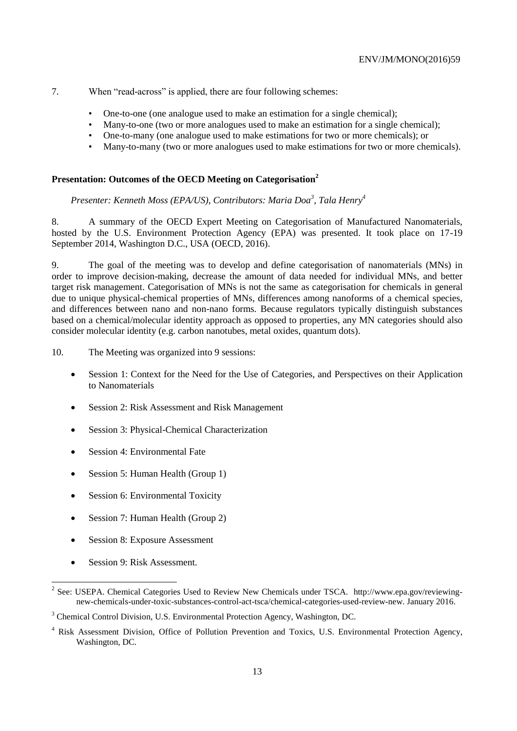7. When "read-across" is applied, there are four following schemes:

- One-to-one (one analogue used to make an estimation for a single chemical);
- Many-to-one (two or more analogues used to make an estimation for a single chemical);
- One-to-many (one analogue used to make estimations for two or more chemicals); or
- Many-to-many (two or more analogues used to make estimations for two or more chemicals).

### Presentation: Outcomes of the OECD Meeting on Categorisation[2]

*Presenter: Kenneth Moss (EPA/US), Contributors: Maria Doa[3], Tala Henry[4]*

8. A summary of the OECD Expert Meeting on Categorisation of Manufactured Nanomaterials, hosted by the U.S. Environment Protection Agency (EPA) was presented. It took place on 17-19 September 2014, Washington D.C., USA (OECD, 2016).

9. The goal of the meeting was to develop and define categorisation of nanomaterials (MNs) in order to improve decision-making, decrease the amount of data needed for individual MNs, and better target risk management. Categorisation of MNs is not the same as categorisation for chemicals in general due to unique physical-chemical properties of MNs, differences among nanoforms of a chemical species, and differences between nano and non-nano forms. Because regulators typically distinguish substances based on a chemical/molecular identity approach as opposed to properties, any MN categories should also consider molecular identity (e.g. carbon nanotubes, metal oxides, quantum dots).

10. The Meeting was organized into 9 sessions:

- Session 1: Context for the Need for the Use of Categories, and Perspectives on their Application to Nanomaterials
- Session 2: Risk Assessment and Risk Management
- Session 3: Physical-Chemical Characterization
- Session 4: Environmental Fate
- Session 5: Human Health (Group 1)
- Session 6: Environmental Toxicity
- Session 7: Human Health (Group 2)
- Session 8: Exposure Assessment
- Session 9: Risk Assessment.

---

[2] See: USEPA. Chemical Categories Used to Review New Chemicals under TSCA. http://www.epa.gov/reviewing-new-chemicals-under-toxic-substances-control-act-tsca/chemical-categories-used-review-new. January 2016.

[3] Chemical Control Division, U.S. Environmental Protection Agency, Washington, DC.

[4] Risk Assessment Division, Office of Pollution Prevention and Toxics, U.S. Environmental Protection Agency, Washington, DC.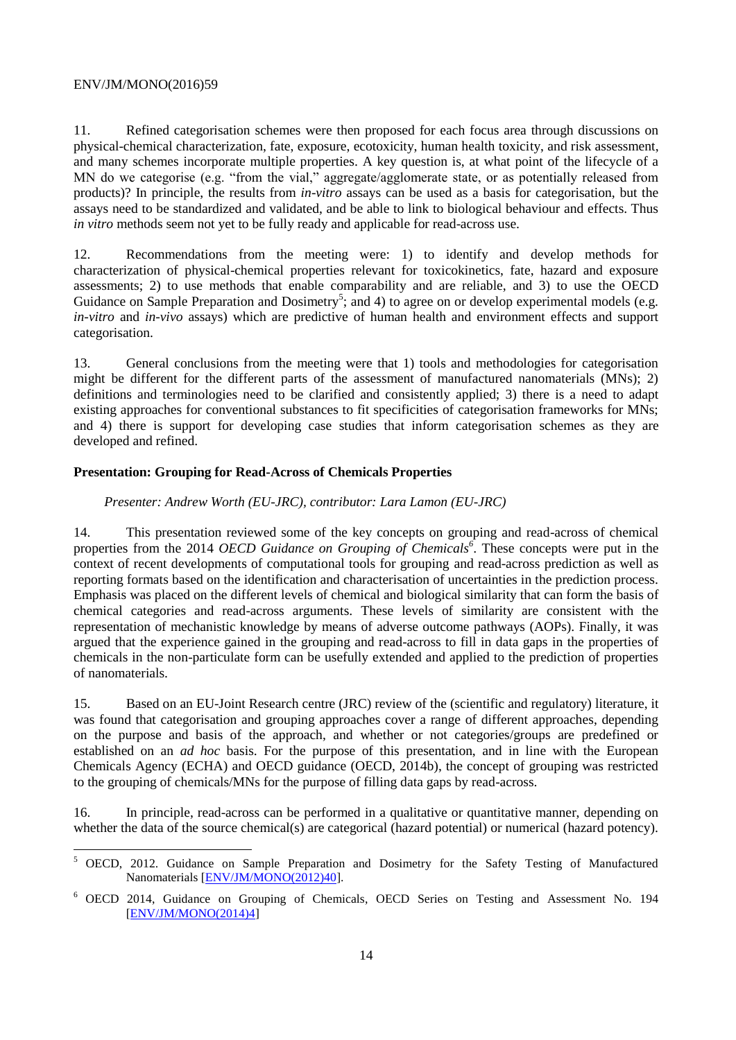11. Refined categorisation schemes were then proposed for each focus area through discussions on physical-chemical characterization, fate, exposure, ecotoxicity, human health toxicity, and risk assessment, and many schemes incorporate multiple properties. A key question is, at what point of the lifecycle of a MN do we categorise (e.g. "from the vial," aggregate/agglomerate state, or as potentially released from products)? In principle, the results from *in-vitro* assays can be used as a basis for categorisation, but the assays need to be standardized and validated, and be able to link to biological behaviour and effects. Thus *in vitro* methods seem not yet to be fully ready and applicable for read-across use.

12. Recommendations from the meeting were: 1) to identify and develop methods for characterization of physical-chemical properties relevant for toxicokinetics, fate, hazard and exposure assessments; 2) to use methods that enable comparability and are reliable, and 3) to use the OECD Guidance on Sample Preparation and Dosimetry[5]; and 4) to agree on or develop experimental models (e.g. *in-vitro* and *in-vivo* assays) which are predictive of human health and environment effects and support categorisation.

13. General conclusions from the meeting were that 1) tools and methodologies for categorisation might be different for the different parts of the assessment of manufactured nanomaterials (MNs); 2) definitions and terminologies need to be clarified and consistently applied; 3) there is a need to adapt existing approaches for conventional substances to fit specificities of categorisation frameworks for MNs; and 4) there is support for developing case studies that inform categorisation schemes as they are developed and refined.

**Presentation: Grouping for Read-Across of Chemicals Properties**

*Presenter: Andrew Worth (EU-JRC), contributor: Lara Lamon (EU-JRC)*

14. This presentation reviewed some of the key concepts on grouping and read-across of chemical properties from the 2014 *OECD Guidance on Grouping of Chemicals*[6]. These concepts were put in the context of recent developments of computational tools for grouping and read-across prediction as well as reporting formats based on the identification and characterisation of uncertainties in the prediction process. Emphasis was placed on the different levels of chemical and biological similarity that can form the basis of chemical categories and read-across arguments. These levels of similarity are consistent with the representation of mechanistic knowledge by means of adverse outcome pathways (AOPs). Finally, it was argued that the experience gained in the grouping and read-across to fill in data gaps in the properties of chemicals in the non-particulate form can be usefully extended and applied to the prediction of properties of nanomaterials.

15. Based on an EU-Joint Research centre (JRC) review of the (scientific and regulatory) literature, it was found that categorisation and grouping approaches cover a range of different approaches, depending on the purpose and basis of the approach, and whether or not categories/groups are predefined or established on an *ad hoc* basis. For the purpose of this presentation, and in line with the European Chemicals Agency (ECHA) and OECD guidance (OECD, 2014b), the concept of grouping was restricted to the grouping of chemicals/MNs for the purpose of filling data gaps by read-across.

16. In principle, read-across can be performed in a qualitative or quantitative manner, depending on whether the data of the source chemical(s) are categorical (hazard potential) or numerical (hazard potency).

---

[5] OECD, 2012. Guidance on Sample Preparation and Dosimetry for the Safety Testing of Manufactured Nanomaterials [ENV/JM/MONO(2012)40].

[6] OECD 2014, Guidance on Grouping of Chemicals, OECD Series on Testing and Assessment No. 194 [ENV/JM/MONO(2014)4]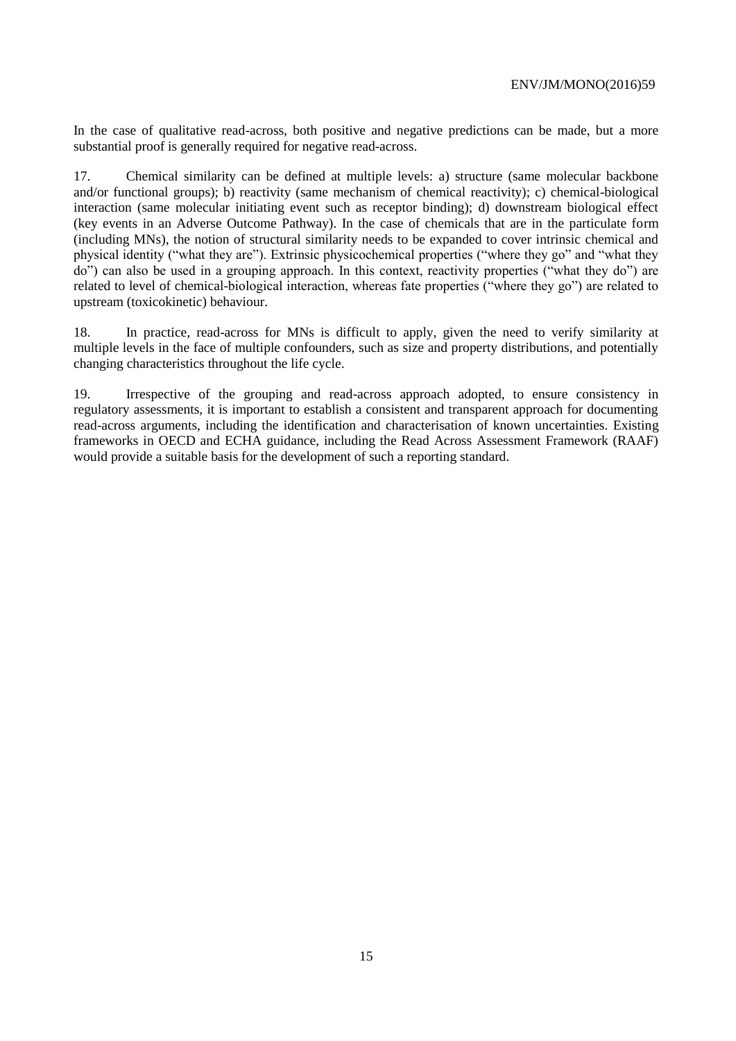In the case of qualitative read-across, both positive and negative predictions can be made, but a more substantial proof is generally required for negative read-across.

17. Chemical similarity can be defined at multiple levels: a) structure (same molecular backbone and/or functional groups); b) reactivity (same mechanism of chemical reactivity); c) chemical-biological interaction (same molecular initiating event such as receptor binding); d) downstream biological effect (key events in an Adverse Outcome Pathway). In the case of chemicals that are in the particulate form (including MNs), the notion of structural similarity needs to be expanded to cover intrinsic chemical and physical identity ("what they are"). Extrinsic physicochemical properties ("where they go" and "what they do") can also be used in a grouping approach. In this context, reactivity properties ("what they do") are related to level of chemical-biological interaction, whereas fate properties ("where they go") are related to upstream (toxicokinetic) behaviour.

18. In practice, read-across for MNs is difficult to apply, given the need to verify similarity at multiple levels in the face of multiple confounders, such as size and property distributions, and potentially changing characteristics throughout the life cycle.

19. Irrespective of the grouping and read-across approach adopted, to ensure consistency in regulatory assessments, it is important to establish a consistent and transparent approach for documenting read-across arguments, including the identification and characterisation of known uncertainties. Existing frameworks in OECD and ECHA guidance, including the Read Across Assessment Framework (RAAF) would provide a suitable basis for the development of such a reporting standard.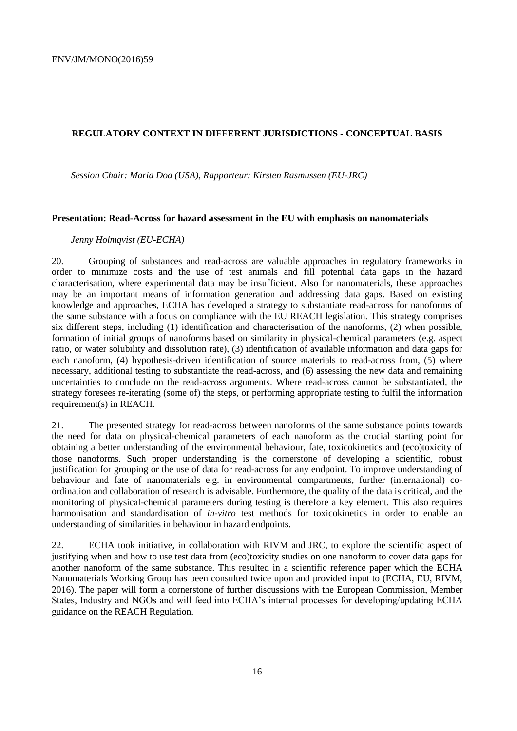## REGULATORY CONTEXT IN DIFFERENT JURISDICTIONS - CONCEPTUAL BASIS

*Session Chair: Maria Doa (USA), Rapporteur: Kirsten Rasmussen (EU-JRC)*

### Presentation: Read-Across for hazard assessment in the EU with emphasis on nanomaterials

*Jenny Holmqvist (EU-ECHA)*

20. Grouping of substances and read-across are valuable approaches in regulatory frameworks in order to minimize costs and the use of test animals and fill potential data gaps in the hazard characterisation, where experimental data may be insufficient. Also for nanomaterials, these approaches may be an important means of information generation and addressing data gaps. Based on existing knowledge and approaches, ECHA has developed a strategy to substantiate read-across for nanoforms of the same substance with a focus on compliance with the EU REACH legislation. This strategy comprises six different steps, including (1) identification and characterisation of the nanoforms, (2) when possible, formation of initial groups of nanoforms based on similarity in physical-chemical parameters (e.g. aspect ratio, or water solubility and dissolution rate), (3) identification of available information and data gaps for each nanoform, (4) hypothesis-driven identification of source materials to read-across from, (5) where necessary, additional testing to substantiate the read-across, and (6) assessing the new data and remaining uncertainties to conclude on the read-across arguments. Where read-across cannot be substantiated, the strategy foresees re-iterating (some of) the steps, or performing appropriate testing to fulfil the information requirement(s) in REACH.

21. The presented strategy for read-across between nanoforms of the same substance points towards the need for data on physical-chemical parameters of each nanoform as the crucial starting point for obtaining a better understanding of the environmental behaviour, fate, toxicokinetics and (eco)toxicity of those nanoforms. Such proper understanding is the cornerstone of developing a scientific, robust justification for grouping or the use of data for read-across for any endpoint. To improve understanding of behaviour and fate of nanomaterials e.g. in environmental compartments, further (international) co-ordination and collaboration of research is advisable. Furthermore, the quality of the data is critical, and the monitoring of physical-chemical parameters during testing is therefore a key element. This also requires harmonisation and standardisation of *in-vitro* test methods for toxicokinetics in order to enable an understanding of similarities in behaviour in hazard endpoints.

22. ECHA took initiative, in collaboration with RIVM and JRC, to explore the scientific aspect of justifying when and how to use test data from (eco)toxicity studies on one nanoform to cover data gaps for another nanoform of the same substance. This resulted in a scientific reference paper which the ECHA Nanomaterials Working Group has been consulted twice upon and provided input to (ECHA, EU, RIVM, 2016). The paper will form a cornerstone of further discussions with the European Commission, Member States, Industry and NGOs and will feed into ECHA's internal processes for developing/updating ECHA guidance on the REACH Regulation.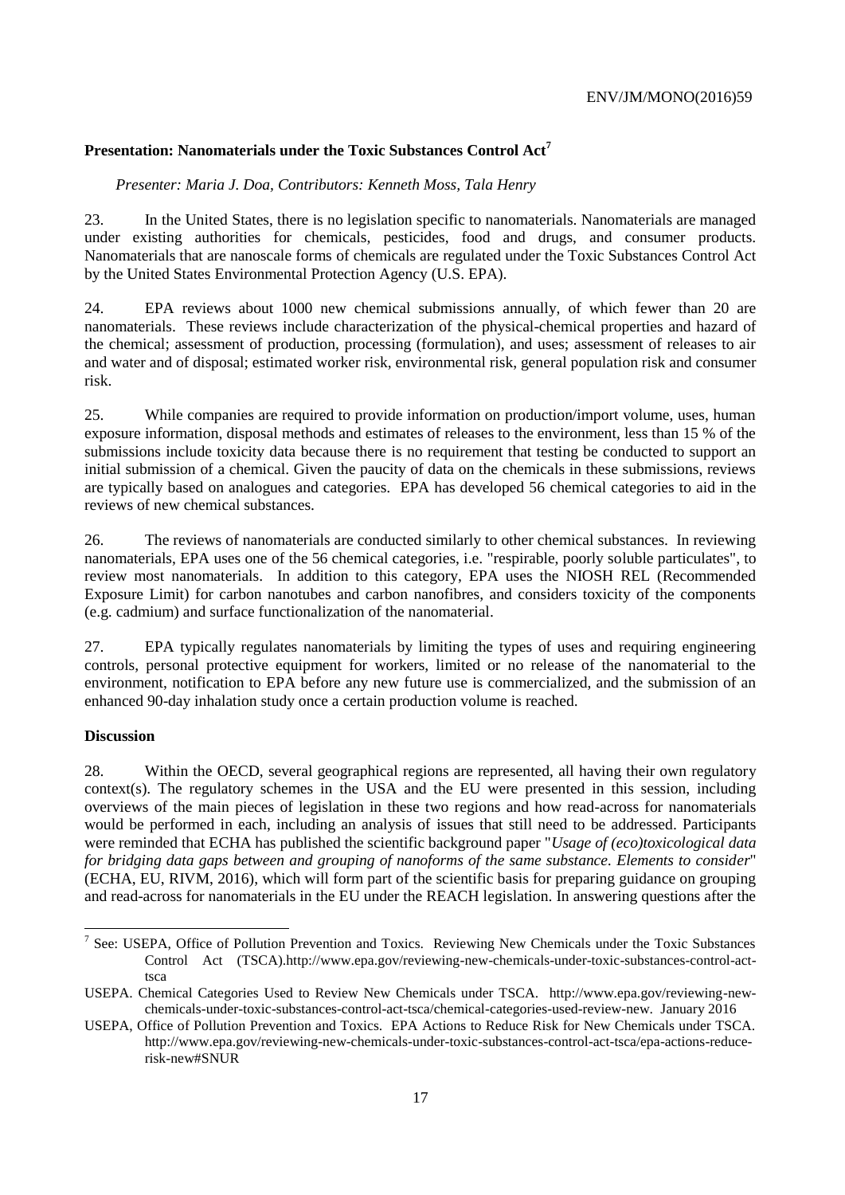### Presentation: Nanomaterials under the Toxic Substances Control Act[7]

*Presenter: Maria J. Doa, Contributors: Kenneth Moss, Tala Henry*

23. In the United States, there is no legislation specific to nanomaterials. Nanomaterials are managed under existing authorities for chemicals, pesticides, food and drugs, and consumer products. Nanomaterials that are nanoscale forms of chemicals are regulated under the Toxic Substances Control Act by the United States Environmental Protection Agency (U.S. EPA).

24. EPA reviews about 1000 new chemical submissions annually, of which fewer than 20 are nanomaterials. These reviews include characterization of the physical-chemical properties and hazard of the chemical; assessment of production, processing (formulation), and uses; assessment of releases to air and water and of disposal; estimated worker risk, environmental risk, general population risk and consumer risk.

25. While companies are required to provide information on production/import volume, uses, human exposure information, disposal methods and estimates of releases to the environment, less than 15 % of the submissions include toxicity data because there is no requirement that testing be conducted to support an initial submission of a chemical. Given the paucity of data on the chemicals in these submissions, reviews are typically based on analogues and categories. EPA has developed 56 chemical categories to aid in the reviews of new chemical substances.

26. The reviews of nanomaterials are conducted similarly to other chemical substances. In reviewing nanomaterials, EPA uses one of the 56 chemical categories, i.e. "respirable, poorly soluble particulates", to review most nanomaterials. In addition to this category, EPA uses the NIOSH REL (Recommended Exposure Limit) for carbon nanotubes and carbon nanofibres, and considers toxicity of the components (e.g. cadmium) and surface functionalization of the nanomaterial.

27. EPA typically regulates nanomaterials by limiting the types of uses and requiring engineering controls, personal protective equipment for workers, limited or no release of the nanomaterial to the environment, notification to EPA before any new future use is commercialized, and the submission of an enhanced 90-day inhalation study once a certain production volume is reached.

### Discussion

28. Within the OECD, several geographical regions are represented, all having their own regulatory context(s). The regulatory schemes in the USA and the EU were presented in this session, including overviews of the main pieces of legislation in these two regions and how read-across for nanomaterials would be performed in each, including an analysis of issues that still need to be addressed. Participants were reminded that ECHA has published the scientific background paper "*Usage of (eco)toxicological data for bridging data gaps between and grouping of nanoforms of the same substance. Elements to consider*" (ECHA, EU, RIVM, 2016), which will form part of the scientific basis for preparing guidance on grouping and read-across for nanomaterials in the EU under the REACH legislation. In answering questions after the

---

[7] See: USEPA, Office of Pollution Prevention and Toxics. Reviewing New Chemicals under the Toxic Substances Control Act (TSCA).http://www.epa.gov/reviewing-new-chemicals-under-toxic-substances-control-act-tsca

USEPA. Chemical Categories Used to Review New Chemicals under TSCA. http://www.epa.gov/reviewing-new-chemicals-under-toxic-substances-control-act-tsca/chemical-categories-used-review-new. January 2016

USEPA, Office of Pollution Prevention and Toxics. EPA Actions to Reduce Risk for New Chemicals under TSCA. http://www.epa.gov/reviewing-new-chemicals-under-toxic-substances-control-act-tsca/epa-actions-reduce-risk-new#SNUR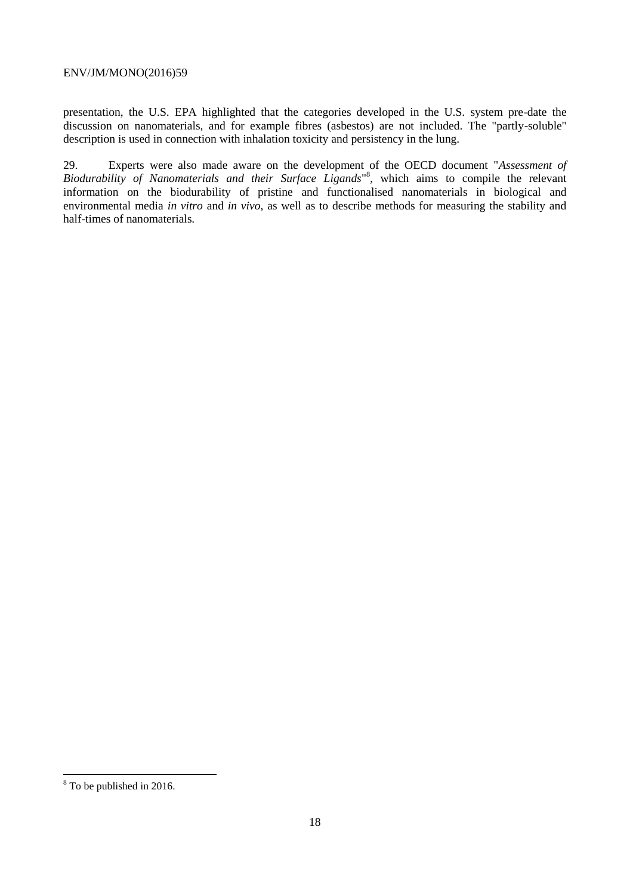presentation, the U.S. EPA highlighted that the categories developed in the U.S. system pre-date the discussion on nanomaterials, and for example fibres (asbestos) are not included. The "partly-soluble" description is used in connection with inhalation toxicity and persistency in the lung.

29. Experts were also made aware on the development of the OECD document "*Assessment of Biodurability of Nanomaterials and their Surface Ligands*"[8], which aims to compile the relevant information on the biodurability of pristine and functionalised nanomaterials in biological and environmental media *in vitro* and *in vivo*, as well as to describe methods for measuring the stability and half-times of nanomaterials.

---

[8] To be published in 2016.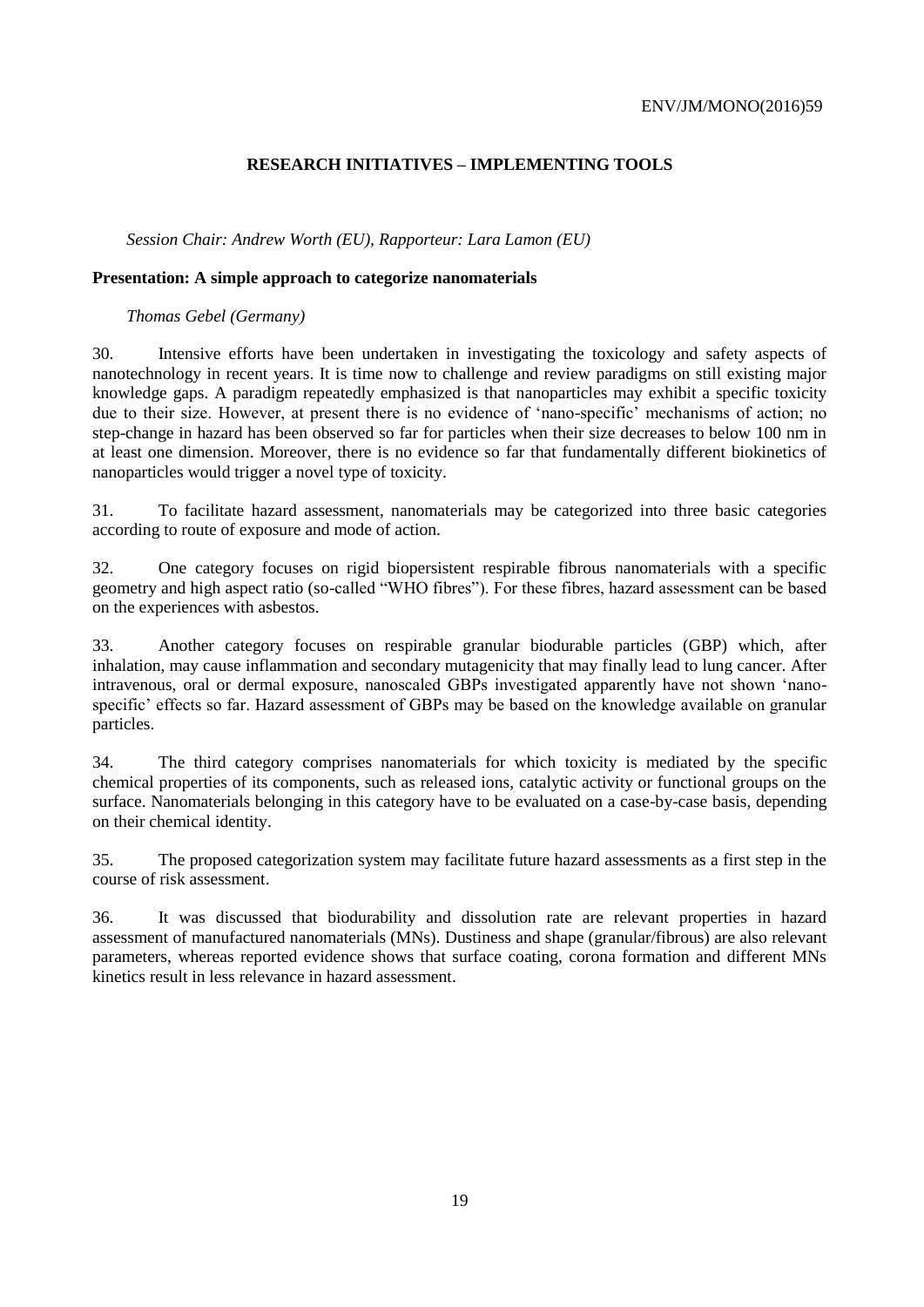## RESEARCH INITIATIVES – IMPLEMENTING TOOLS

*Session Chair: Andrew Worth (EU), Rapporteur: Lara Lamon (EU)*

### Presentation: A simple approach to categorize nanomaterials

*Thomas Gebel (Germany)*

30. Intensive efforts have been undertaken in investigating the toxicology and safety aspects of nanotechnology in recent years. It is time now to challenge and review paradigms on still existing major knowledge gaps. A paradigm repeatedly emphasized is that nanoparticles may exhibit a specific toxicity due to their size. However, at present there is no evidence of 'nano-specific' mechanisms of action; no step-change in hazard has been observed so far for particles when their size decreases to below 100 nm in at least one dimension. Moreover, there is no evidence so far that fundamentally different biokinetics of nanoparticles would trigger a novel type of toxicity.

31. To facilitate hazard assessment, nanomaterials may be categorized into three basic categories according to route of exposure and mode of action.

32. One category focuses on rigid biopersistent respirable fibrous nanomaterials with a specific geometry and high aspect ratio (so-called "WHO fibres"). For these fibres, hazard assessment can be based on the experiences with asbestos.

33. Another category focuses on respirable granular biodurable particles (GBP) which, after inhalation, may cause inflammation and secondary mutagenicity that may finally lead to lung cancer. After intravenous, oral or dermal exposure, nanoscaled GBPs investigated apparently have not shown 'nano-specific' effects so far. Hazard assessment of GBPs may be based on the knowledge available on granular particles.

34. The third category comprises nanomaterials for which toxicity is mediated by the specific chemical properties of its components, such as released ions, catalytic activity or functional groups on the surface. Nanomaterials belonging in this category have to be evaluated on a case-by-case basis, depending on their chemical identity.

35. The proposed categorization system may facilitate future hazard assessments as a first step in the course of risk assessment.

36. It was discussed that biodurability and dissolution rate are relevant properties in hazard assessment of manufactured nanomaterials (MNs). Dustiness and shape (granular/fibrous) are also relevant parameters, whereas reported evidence shows that surface coating, corona formation and different MNs kinetics result in less relevance in hazard assessment.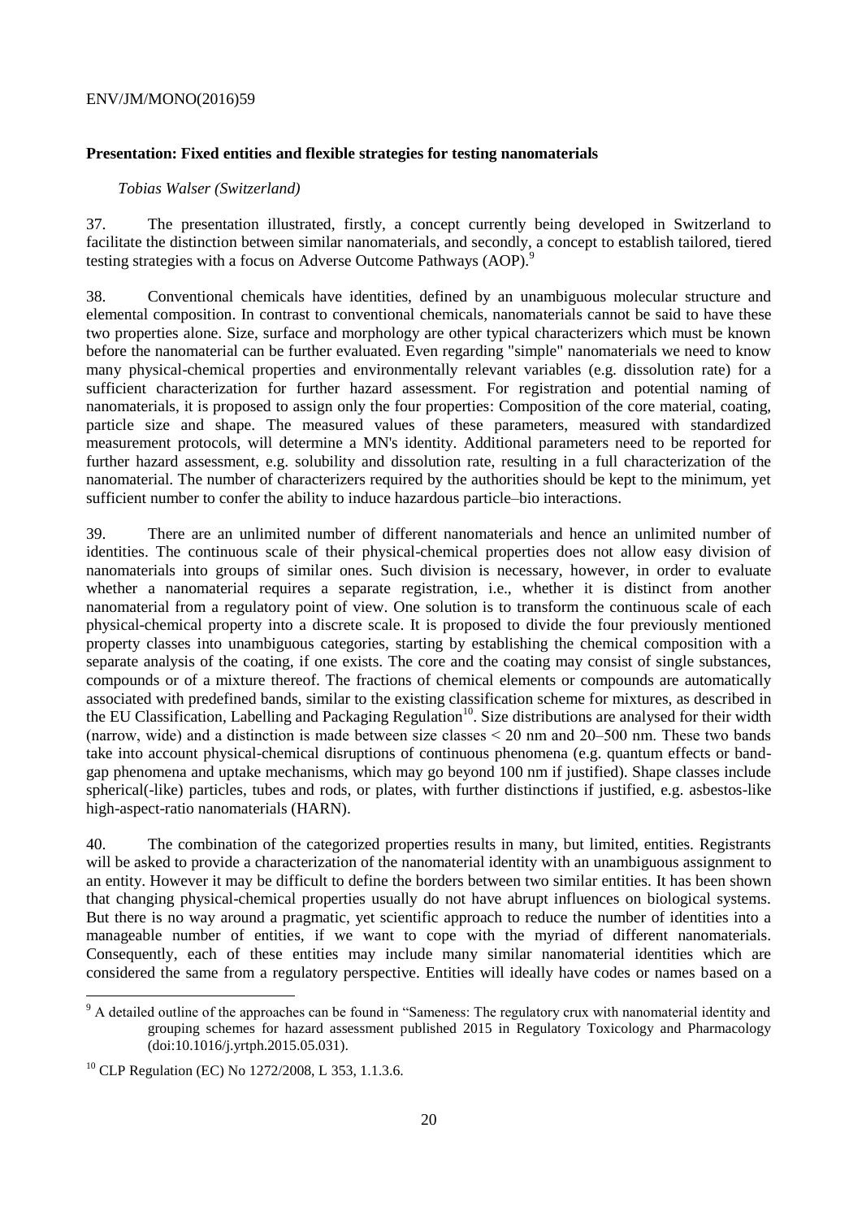### Presentation: Fixed entities and flexible strategies for testing nanomaterials

*Tobias Walser (Switzerland)*

37. The presentation illustrated, firstly, a concept currently being developed in Switzerland to facilitate the distinction between similar nanomaterials, and secondly, a concept to establish tailored, tiered testing strategies with a focus on Adverse Outcome Pathways (AOP).[9]

38. Conventional chemicals have identities, defined by an unambiguous molecular structure and elemental composition. In contrast to conventional chemicals, nanomaterials cannot be said to have these two properties alone. Size, surface and morphology are other typical characterizers which must be known before the nanomaterial can be further evaluated. Even regarding "simple" nanomaterials we need to know many physical-chemical properties and environmentally relevant variables (e.g. dissolution rate) for a sufficient characterization for further hazard assessment. For registration and potential naming of nanomaterials, it is proposed to assign only the four properties: Composition of the core material, coating, particle size and shape. The measured values of these parameters, measured with standardized measurement protocols, will determine a MN's identity. Additional parameters need to be reported for further hazard assessment, e.g. solubility and dissolution rate, resulting in a full characterization of the nanomaterial. The number of characterizers required by the authorities should be kept to the minimum, yet sufficient number to confer the ability to induce hazardous particle–bio interactions.

39. There are an unlimited number of different nanomaterials and hence an unlimited number of identities. The continuous scale of their physical-chemical properties does not allow easy division of nanomaterials into groups of similar ones. Such division is necessary, however, in order to evaluate whether a nanomaterial requires a separate registration, i.e., whether it is distinct from another nanomaterial from a regulatory point of view. One solution is to transform the continuous scale of each physical-chemical property into a discrete scale. It is proposed to divide the four previously mentioned property classes into unambiguous categories, starting by establishing the chemical composition with a separate analysis of the coating, if one exists. The core and the coating may consist of single substances, compounds or of a mixture thereof. The fractions of chemical elements or compounds are automatically associated with predefined bands, similar to the existing classification scheme for mixtures, as described in the EU Classification, Labelling and Packaging Regulation[10]. Size distributions are analysed for their width (narrow, wide) and a distinction is made between size classes < 20 nm and 20–500 nm. These two bands take into account physical-chemical disruptions of continuous phenomena (e.g. quantum effects or band-gap phenomena and uptake mechanisms, which may go beyond 100 nm if justified). Shape classes include spherical(-like) particles, tubes and rods, or plates, with further distinctions if justified, e.g. asbestos-like high-aspect-ratio nanomaterials (HARN).

40. The combination of the categorized properties results in many, but limited, entities. Registrants will be asked to provide a characterization of the nanomaterial identity with an unambiguous assignment to an entity. However it may be difficult to define the borders between two similar entities. It has been shown that changing physical-chemical properties usually do not have abrupt influences on biological systems. But there is no way around a pragmatic, yet scientific approach to reduce the number of identities into a manageable number of entities, if we want to cope with the myriad of different nanomaterials. Consequently, each of these entities may include many similar nanomaterial identities which are considered the same from a regulatory perspective. Entities will ideally have codes or names based on a

---

[9] A detailed outline of the approaches can be found in "Sameness: The regulatory crux with nanomaterial identity and grouping schemes for hazard assessment published 2015 in Regulatory Toxicology and Pharmacology (doi:10.1016/j.yrtph.2015.05.031).

[10] CLP Regulation (EC) No 1272/2008, L 353, 1.1.3.6.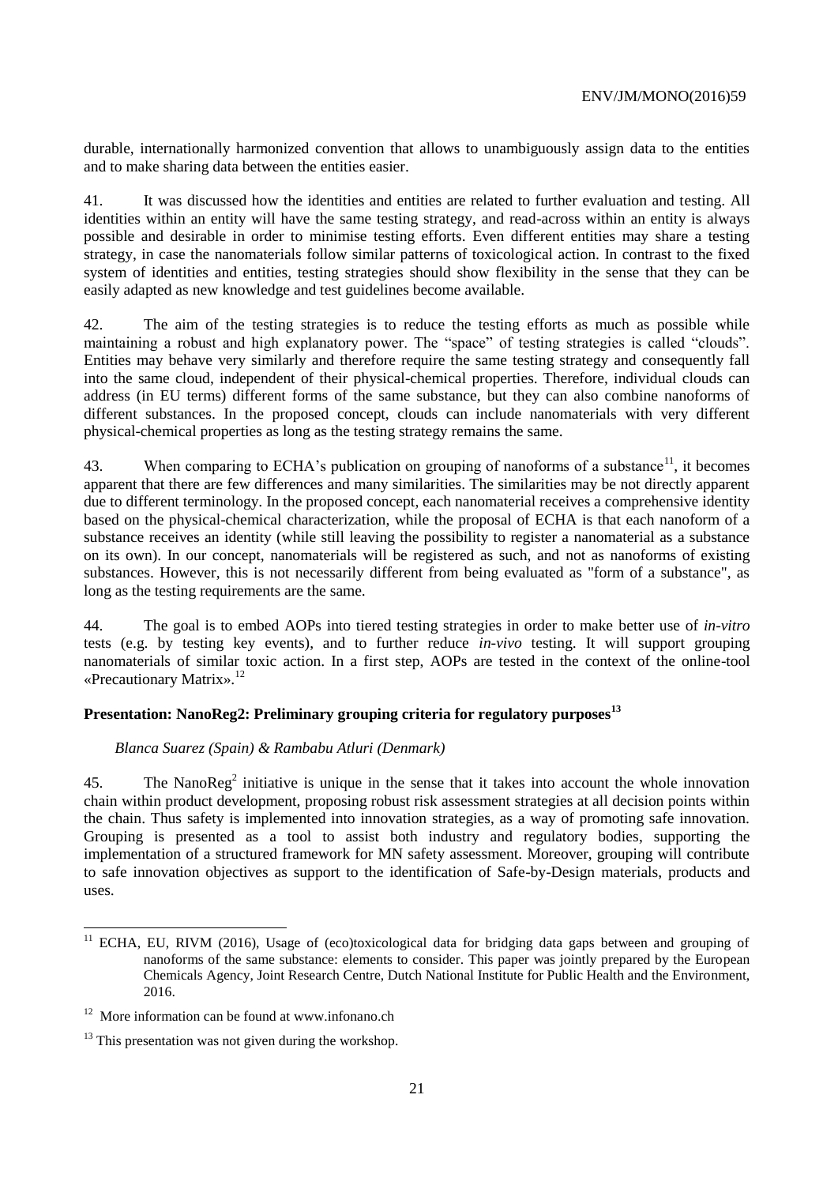durable, internationally harmonized convention that allows to unambiguously assign data to the entities and to make sharing data between the entities easier.

41. It was discussed how the identities and entities are related to further evaluation and testing. All identities within an entity will have the same testing strategy, and read-across within an entity is always possible and desirable in order to minimise testing efforts. Even different entities may share a testing strategy, in case the nanomaterials follow similar patterns of toxicological action. In contrast to the fixed system of identities and entities, testing strategies should show flexibility in the sense that they can be easily adapted as new knowledge and test guidelines become available.

42. The aim of the testing strategies is to reduce the testing efforts as much as possible while maintaining a robust and high explanatory power. The "space" of testing strategies is called "clouds". Entities may behave very similarly and therefore require the same testing strategy and consequently fall into the same cloud, independent of their physical-chemical properties. Therefore, individual clouds can address (in EU terms) different forms of the same substance, but they can also combine nanoforms of different substances. In the proposed concept, clouds can include nanomaterials with very different physical-chemical properties as long as the testing strategy remains the same.

43. When comparing to ECHA's publication on grouping of nanoforms of a substance[11], it becomes apparent that there are few differences and many similarities. The similarities may be not directly apparent due to different terminology. In the proposed concept, each nanomaterial receives a comprehensive identity based on the physical-chemical characterization, while the proposal of ECHA is that each nanoform of a substance receives an identity (while still leaving the possibility to register a nanomaterial as a substance on its own). In our concept, nanomaterials will be registered as such, and not as nanoforms of existing substances. However, this is not necessarily different from being evaluated as "form of a substance", as long as the testing requirements are the same.

44. The goal is to embed AOPs into tiered testing strategies in order to make better use of *in-vitro* tests (e.g. by testing key events), and to further reduce *in-vivo* testing. It will support grouping nanomaterials of similar toxic action. In a first step, AOPs are tested in the context of the online-tool «Precautionary Matrix».[12]

## Presentation: NanoReg2: Preliminary grouping criteria for regulatory purposes[13]

*Blanca Suarez (Spain) & Rambabu Atluri (Denmark)*

45. The NanoReg$^2$ initiative is unique in the sense that it takes into account the whole innovation chain within product development, proposing robust risk assessment strategies at all decision points within the chain. Thus safety is implemented into innovation strategies, as a way of promoting safe innovation. Grouping is presented as a tool to assist both industry and regulatory bodies, supporting the implementation of a structured framework for MN safety assessment. Moreover, grouping will contribute to safe innovation objectives as support to the identification of Safe-by-Design materials, products and uses.

---

[11] ECHA, EU, RIVM (2016), Usage of (eco)toxicological data for bridging data gaps between and grouping of nanoforms of the same substance: elements to consider. This paper was jointly prepared by the European Chemicals Agency, Joint Research Centre, Dutch National Institute for Public Health and the Environment, 2016.

[12] More information can be found at www.infonano.ch

[13] This presentation was not given during the workshop.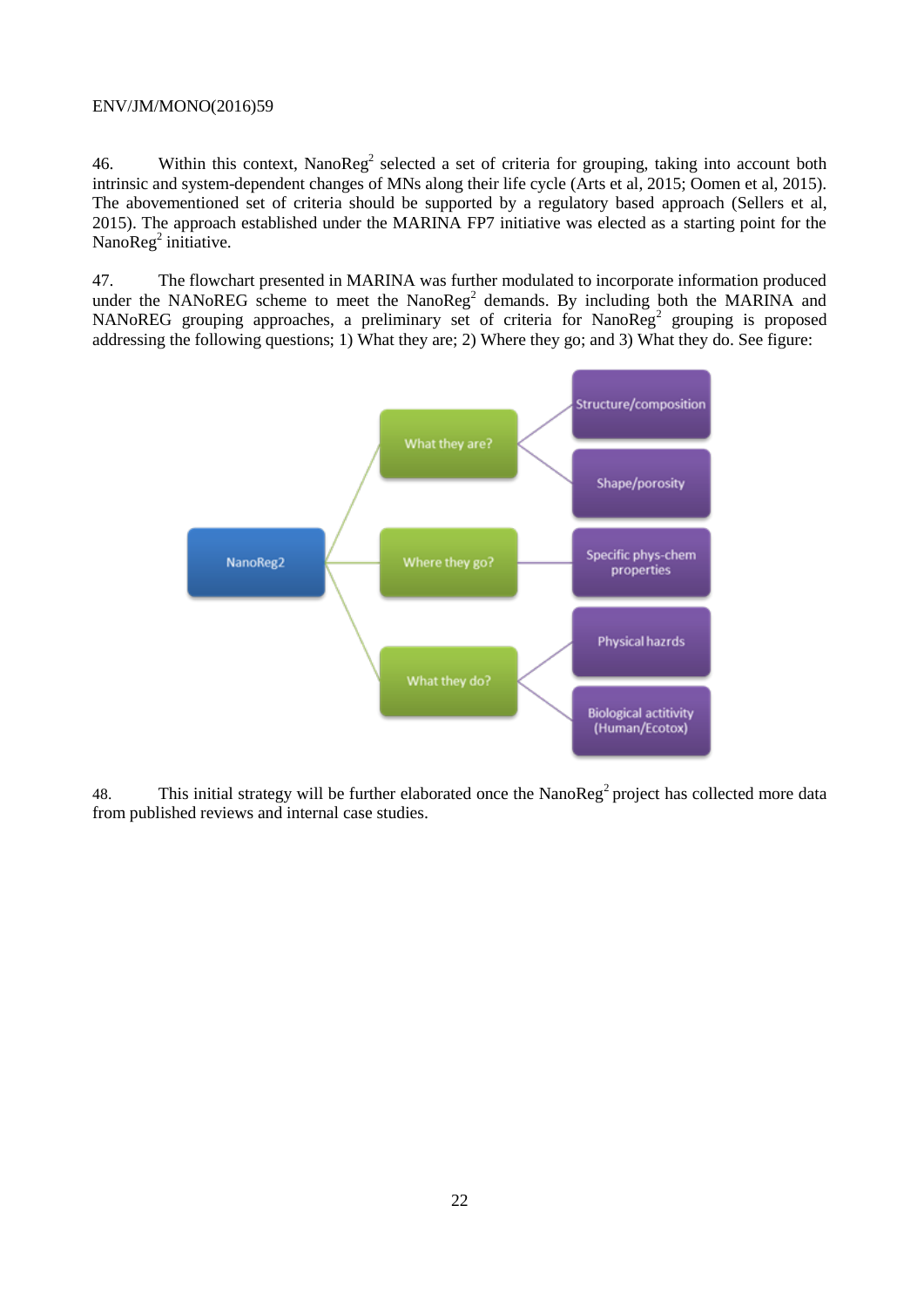46. Within this context, NanoReg$^2$ selected a set of criteria for grouping, taking into account both intrinsic and system-dependent changes of MNs along their life cycle (Arts et al, 2015; Oomen et al, 2015). The abovementioned set of criteria should be supported by a regulatory based approach (Sellers et al, 2015). The approach established under the MARINA FP7 initiative was elected as a starting point for the NanoReg$^2$ initiative.

47. The flowchart presented in MARINA was further modulated to incorporate information produced under the NANoREG scheme to meet the NanoReg$^2$ demands. By including both the MARINA and NANoREG grouping approaches, a preliminary set of criteria for NanoReg$^2$ grouping is proposed addressing the following questions; 1) What they are; 2) Where they go; and 3) What they do. See figure:

- NanoReg2
  - What they are?
    - Structure/composition
    - Shape/porosity
  - Where they go?
    - Specific phys-chem properties
  - What they do?
    - Physical hazrds
    - Biological actitivity (Human/Ecotox)

48. This initial strategy will be further elaborated once the NanoReg$^2$ project has collected more data from published reviews and internal case studies.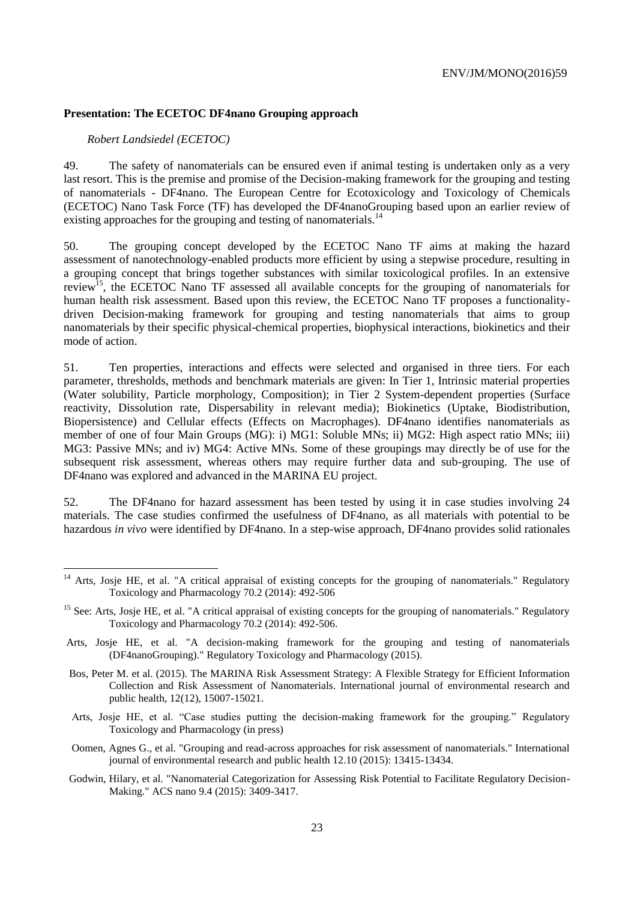**Presentation: The ECETOC DF4nano Grouping approach**

*Robert Landsiedel (ECETOC)*

49. The safety of nanomaterials can be ensured even if animal testing is undertaken only as a very last resort. This is the premise and promise of the Decision-making framework for the grouping and testing of nanomaterials - DF4nano. The European Centre for Ecotoxicology and Toxicology of Chemicals (ECETOC) Nano Task Force (TF) has developed the DF4nanoGrouping based upon an earlier review of existing approaches for the grouping and testing of nanomaterials.[14]

50. The grouping concept developed by the ECETOC Nano TF aims at making the hazard assessment of nanotechnology-enabled products more efficient by using a stepwise procedure, resulting in a grouping concept that brings together substances with similar toxicological profiles. In an extensive review[15], the ECETOC Nano TF assessed all available concepts for the grouping of nanomaterials for human health risk assessment. Based upon this review, the ECETOC Nano TF proposes a functionality-driven Decision-making framework for grouping and testing nanomaterials that aims to group nanomaterials by their specific physical-chemical properties, biophysical interactions, biokinetics and their mode of action.

51. Ten properties, interactions and effects were selected and organised in three tiers. For each parameter, thresholds, methods and benchmark materials are given: In Tier 1, Intrinsic material properties (Water solubility, Particle morphology, Composition); in Tier 2 System-dependent properties (Surface reactivity, Dissolution rate, Dispersability in relevant media); Biokinetics (Uptake, Biodistribution, Biopersistence) and Cellular effects (Effects on Macrophages). DF4nano identifies nanomaterials as member of one of four Main Groups (MG): i) MG1: Soluble MNs; ii) MG2: High aspect ratio MNs; iii) MG3: Passive MNs; and iv) MG4: Active MNs. Some of these groupings may directly be of use for the subsequent risk assessment, whereas others may require further data and sub-grouping. The use of DF4nano was explored and advanced in the MARINA EU project.

52. The DF4nano for hazard assessment has been tested by using it in case studies involving 24 materials. The case studies confirmed the usefulness of DF4nano, as all materials with potential to be hazardous *in vivo* were identified by DF4nano. In a step-wise approach, DF4nano provides solid rationales

---

[14] Arts, Josje HE, et al. "A critical appraisal of existing concepts for the grouping of nanomaterials." Regulatory Toxicology and Pharmacology 70.2 (2014): 492-506

[15] See: Arts, Josje HE, et al. "A critical appraisal of existing concepts for the grouping of nanomaterials." Regulatory Toxicology and Pharmacology 70.2 (2014): 492-506.

Arts, Josje HE, et al. "A decision-making framework for the grouping and testing of nanomaterials (DF4nanoGrouping)." Regulatory Toxicology and Pharmacology (2015).

Bos, Peter M. et al. (2015). The MARINA Risk Assessment Strategy: A Flexible Strategy for Efficient Information Collection and Risk Assessment of Nanomaterials. International journal of environmental research and public health, 12(12), 15007-15021.

Arts, Josje HE, et al. "Case studies putting the decision-making framework for the grouping." Regulatory Toxicology and Pharmacology (in press)

Oomen, Agnes G., et al. "Grouping and read-across approaches for risk assessment of nanomaterials." International journal of environmental research and public health 12.10 (2015): 13415-13434.

Godwin, Hilary, et al. "Nanomaterial Categorization for Assessing Risk Potential to Facilitate Regulatory Decision-Making." ACS nano 9.4 (2015): 3409-3417.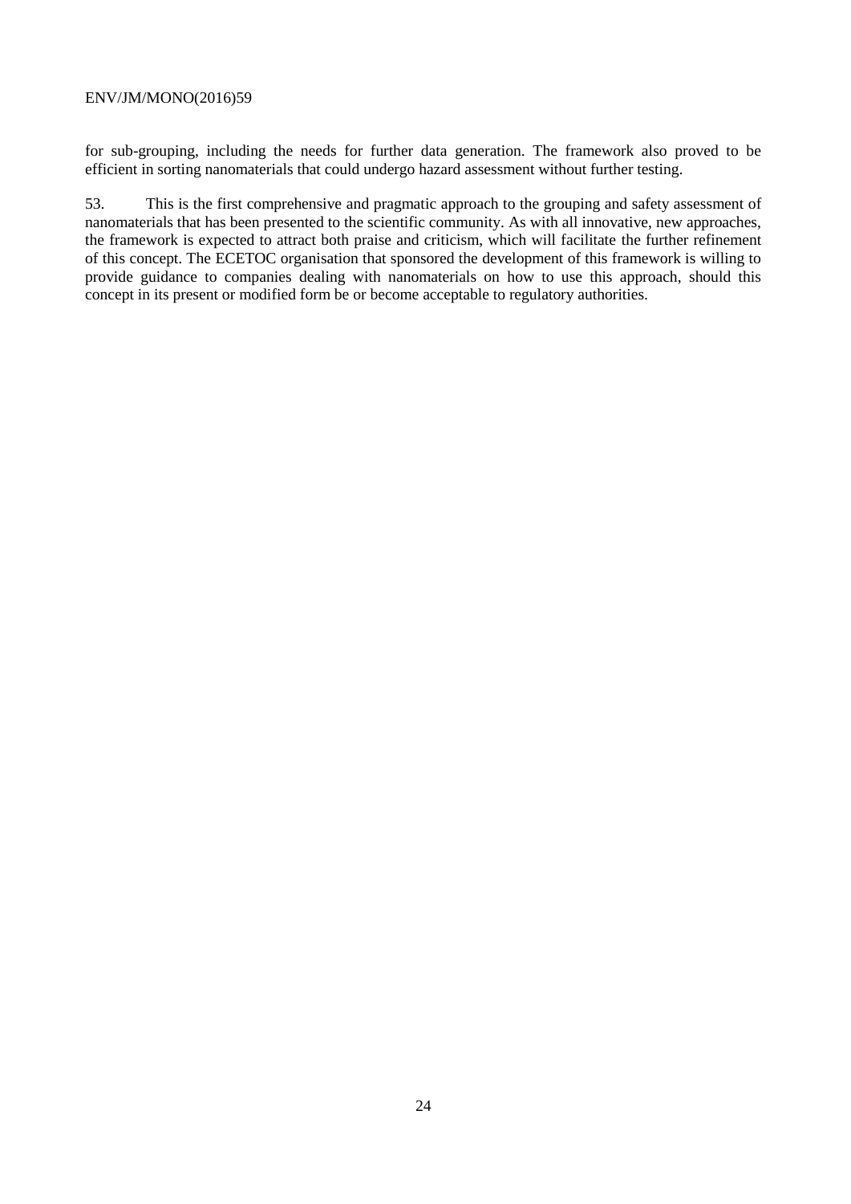for sub-grouping, including the needs for further data generation. The framework also proved to be efficient in sorting nanomaterials that could undergo hazard assessment without further testing.

53. This is the first comprehensive and pragmatic approach to the grouping and safety assessment of nanomaterials that has been presented to the scientific community. As with all innovative, new approaches, the framework is expected to attract both praise and criticism, which will facilitate the further refinement of this concept. The ECETOC organisation that sponsored the development of this framework is willing to provide guidance to companies dealing with nanomaterials on how to use this approach, should this concept in its present or modified form be or become acceptable to regulatory authorities.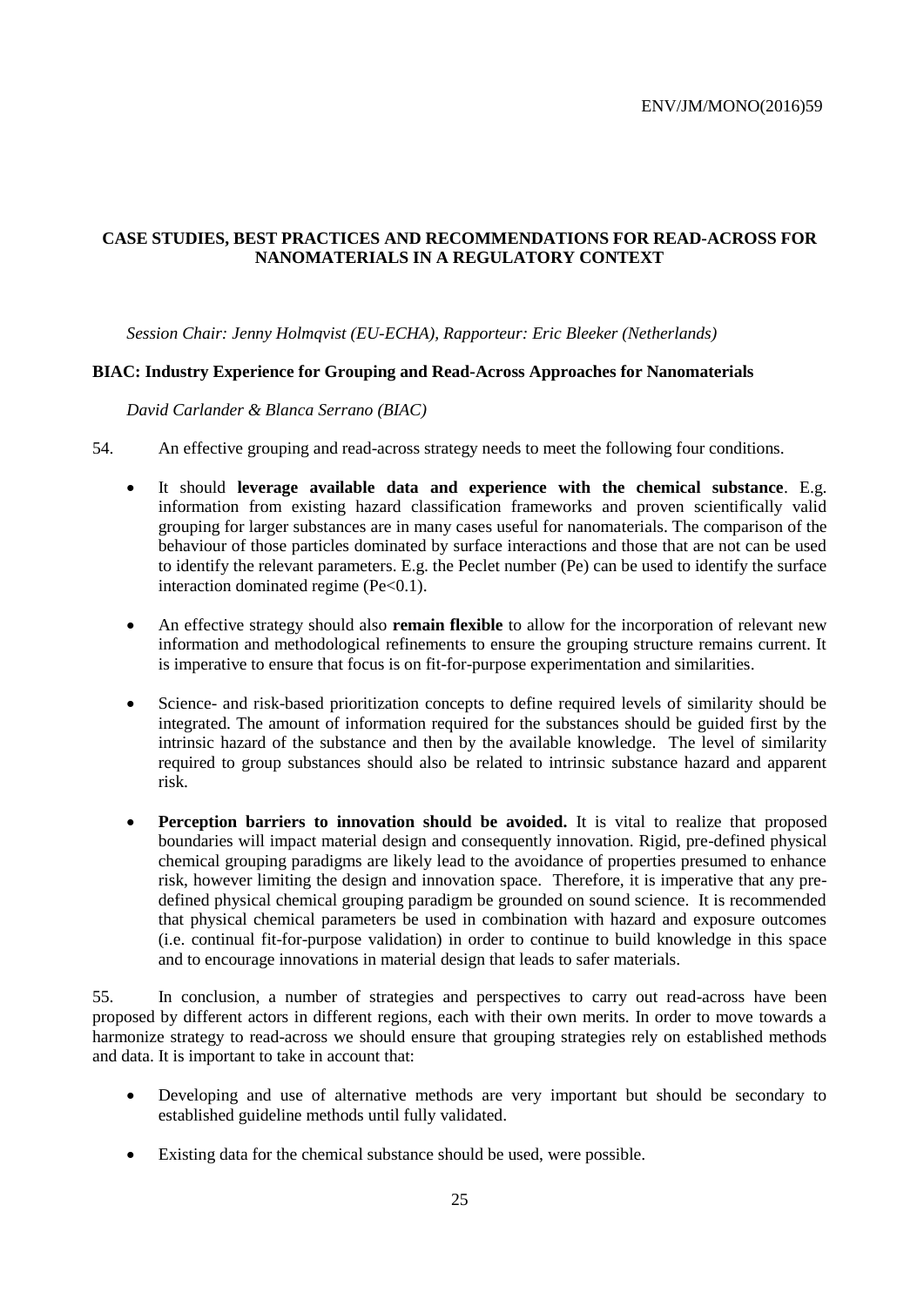## CASE STUDIES, BEST PRACTICES AND RECOMMENDATIONS FOR READ-ACROSS FOR NANOMATERIALS IN A REGULATORY CONTEXT

*Session Chair: Jenny Holmqvist (EU-ECHA), Rapporteur: Eric Bleeker (Netherlands)*

### BIAC: Industry Experience for Grouping and Read-Across Approaches for Nanomaterials

*David Carlander & Blanca Serrano (BIAC)*

54. An effective grouping and read-across strategy needs to meet the following four conditions.

- It should **leverage available data and experience with the chemical substance**. E.g. information from existing hazard classification frameworks and proven scientifically valid grouping for larger substances are in many cases useful for nanomaterials. The comparison of the behaviour of those particles dominated by surface interactions and those that are not can be used to identify the relevant parameters. E.g. the Peclet number (Pe) can be used to identify the surface interaction dominated regime ($Pe<0.1$).

- An effective strategy should also **remain flexible** to allow for the incorporation of relevant new information and methodological refinements to ensure the grouping structure remains current. It is imperative to ensure that focus is on fit-for-purpose experimentation and similarities.

- Science- and risk-based prioritization concepts to define required levels of similarity should be integrated. The amount of information required for the substances should be guided first by the intrinsic hazard of the substance and then by the available knowledge. The level of similarity required to group substances should also be related to intrinsic substance hazard and apparent risk.

- **Perception barriers to innovation should be avoided.** It is vital to realize that proposed boundaries will impact material design and consequently innovation. Rigid, pre-defined physical chemical grouping paradigms are likely lead to the avoidance of properties presumed to enhance risk, however limiting the design and innovation space. Therefore, it is imperative that any pre-defined physical chemical grouping paradigm be grounded on sound science. It is recommended that physical chemical parameters be used in combination with hazard and exposure outcomes (i.e. continual fit-for-purpose validation) in order to continue to build knowledge in this space and to encourage innovations in material design that leads to safer materials.

55. In conclusion, a number of strategies and perspectives to carry out read-across have been proposed by different actors in different regions, each with their own merits. In order to move towards a harmonize strategy to read-across we should ensure that grouping strategies rely on established methods and data. It is important to take in account that:

- Developing and use of alternative methods are very important but should be secondary to established guideline methods until fully validated.

- Existing data for the chemical substance should be used, were possible.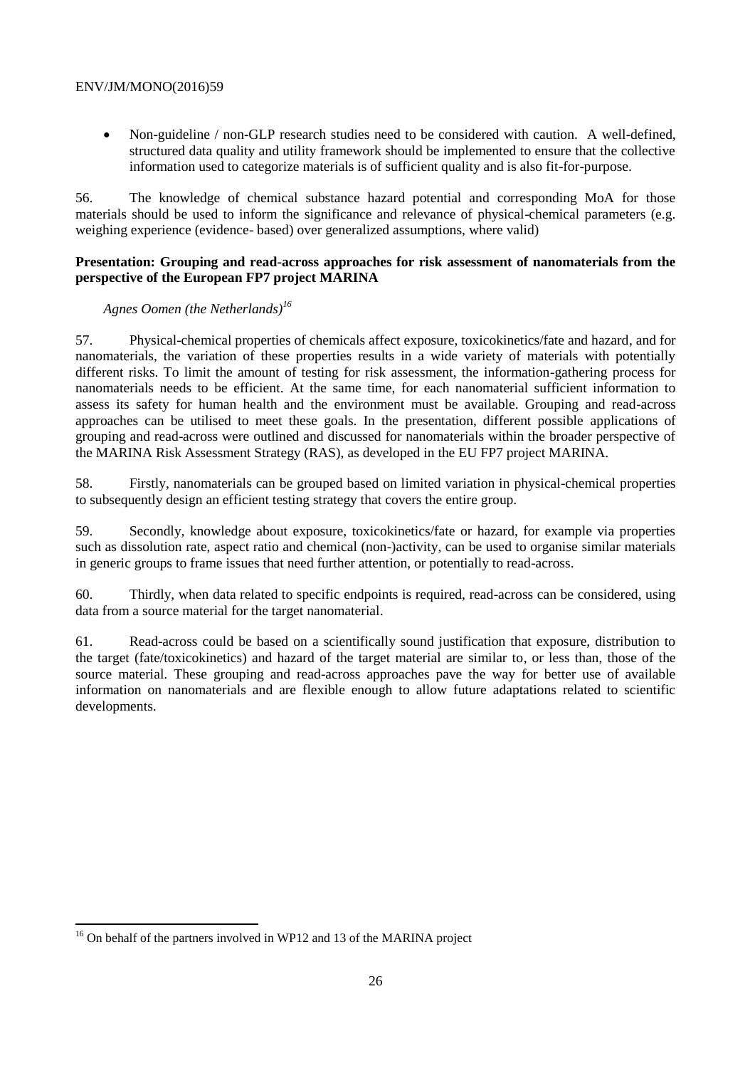- Non-guideline / non-GLP research studies need to be considered with caution. A well-defined, structured data quality and utility framework should be implemented to ensure that the collective information used to categorize materials is of sufficient quality and is also fit-for-purpose.

56. The knowledge of chemical substance hazard potential and corresponding MoA for those materials should be used to inform the significance and relevance of physical-chemical parameters (e.g. weighing experience (evidence- based) over generalized assumptions, where valid)

**Presentation: Grouping and read-across approaches for risk assessment of nanomaterials from the perspective of the European FP7 project MARINA**

*Agnes Oomen (the Netherlands)*[16]

57. Physical-chemical properties of chemicals affect exposure, toxicokinetics/fate and hazard, and for nanomaterials, the variation of these properties results in a wide variety of materials with potentially different risks. To limit the amount of testing for risk assessment, the information-gathering process for nanomaterials needs to be efficient. At the same time, for each nanomaterial sufficient information to assess its safety for human health and the environment must be available. Grouping and read-across approaches can be utilised to meet these goals. In the presentation, different possible applications of grouping and read-across were outlined and discussed for nanomaterials within the broader perspective of the MARINA Risk Assessment Strategy (RAS), as developed in the EU FP7 project MARINA.

58. Firstly, nanomaterials can be grouped based on limited variation in physical-chemical properties to subsequently design an efficient testing strategy that covers the entire group.

59. Secondly, knowledge about exposure, toxicokinetics/fate or hazard, for example via properties such as dissolution rate, aspect ratio and chemical (non-)activity, can be used to organise similar materials in generic groups to frame issues that need further attention, or potentially to read-across.

60. Thirdly, when data related to specific endpoints is required, read-across can be considered, using data from a source material for the target nanomaterial.

61. Read-across could be based on a scientifically sound justification that exposure, distribution to the target (fate/toxicokinetics) and hazard of the target material are similar to, or less than, those of the source material. These grouping and read-across approaches pave the way for better use of available information on nanomaterials and are flexible enough to allow future adaptations related to scientific developments.

[16] On behalf of the partners involved in WP12 and 13 of the MARINA project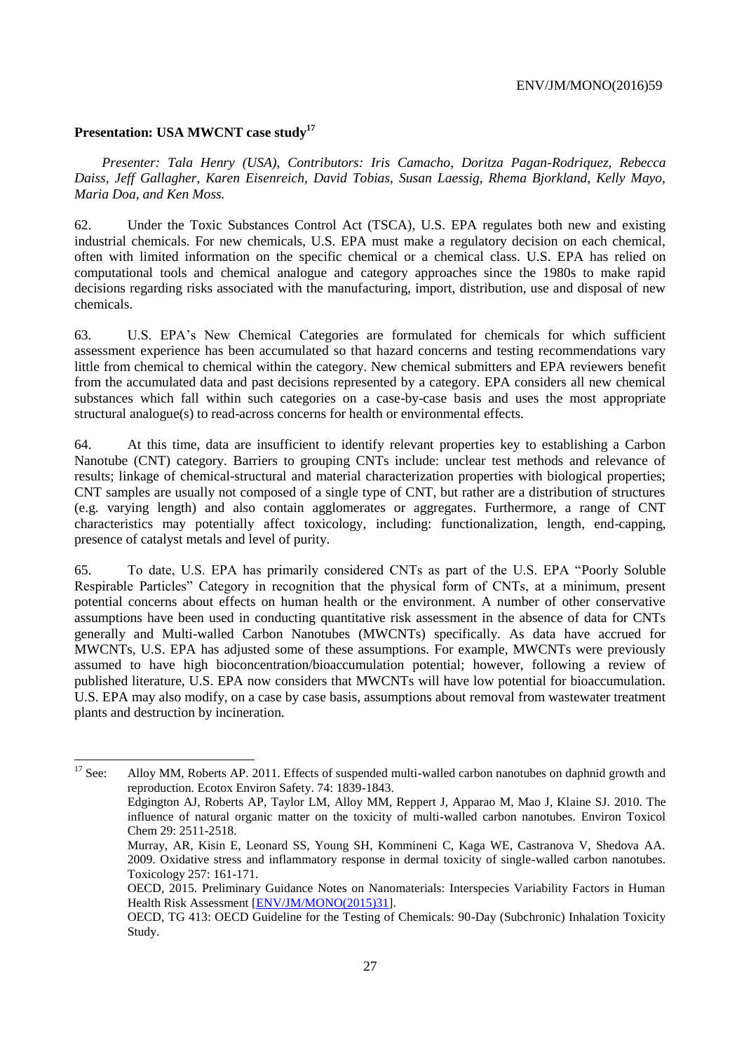**Presentation: USA MWCNT case study**[17]

*Presenter: Tala Henry (USA), Contributors: Iris Camacho, Doritza Pagan-Rodriquez, Rebecca Daiss, Jeff Gallagher, Karen Eisenreich, David Tobias, Susan Laessig, Rhema Bjorkland, Kelly Mayo, Maria Doa, and Ken Moss.*

62. Under the Toxic Substances Control Act (TSCA), U.S. EPA regulates both new and existing industrial chemicals. For new chemicals, U.S. EPA must make a regulatory decision on each chemical, often with limited information on the specific chemical or a chemical class. U.S. EPA has relied on computational tools and chemical analogue and category approaches since the 1980s to make rapid decisions regarding risks associated with the manufacturing, import, distribution, use and disposal of new chemicals.

63. U.S. EPA's New Chemical Categories are formulated for chemicals for which sufficient assessment experience has been accumulated so that hazard concerns and testing recommendations vary little from chemical to chemical within the category. New chemical submitters and EPA reviewers benefit from the accumulated data and past decisions represented by a category. EPA considers all new chemical substances which fall within such categories on a case-by-case basis and uses the most appropriate structural analogue(s) to read-across concerns for health or environmental effects.

64. At this time, data are insufficient to identify relevant properties key to establishing a Carbon Nanotube (CNT) category. Barriers to grouping CNTs include: unclear test methods and relevance of results; linkage of chemical-structural and material characterization properties with biological properties; CNT samples are usually not composed of a single type of CNT, but rather are a distribution of structures (e.g. varying length) and also contain agglomerates or aggregates. Furthermore, a range of CNT characteristics may potentially affect toxicology, including: functionalization, length, end-capping, presence of catalyst metals and level of purity.

65. To date, U.S. EPA has primarily considered CNTs as part of the U.S. EPA "Poorly Soluble Respirable Particles" Category in recognition that the physical form of CNTs, at a minimum, present potential concerns about effects on human health or the environment. A number of other conservative assumptions have been used in conducting quantitative risk assessment in the absence of data for CNTs generally and Multi-walled Carbon Nanotubes (MWCNTs) specifically. As data have accrued for MWCNTs, U.S. EPA has adjusted some of these assumptions. For example, MWCNTs were previously assumed to have high bioconcentration/bioaccumulation potential; however, following a review of published literature, U.S. EPA now considers that MWCNTs will have low potential for bioaccumulation. U.S. EPA may also modify, on a case by case basis, assumptions about removal from wastewater treatment plants and destruction by incineration.

---

[17] See: Alloy MM, Roberts AP. 2011. Effects of suspended multi-walled carbon nanotubes on daphnid growth and reproduction. Ecotox Environ Safety. 74: 1839-1843.

Edgington AJ, Roberts AP, Taylor LM, Alloy MM, Reppert J, Apparao M, Mao J, Klaine SJ. 2010. The influence of natural organic matter on the toxicity of multi-walled carbon nanotubes. Environ Toxicol Chem 29: 2511-2518.

Murray, AR, Kisin E, Leonard SS, Young SH, Kommineni C, Kaga WE, Castranova V, Shedova AA. 2009. Oxidative stress and inflammatory response in dermal toxicity of single-walled carbon nanotubes. Toxicology 257: 161-171.

OECD, 2015. Preliminary Guidance Notes on Nanomaterials: Interspecies Variability Factors in Human Health Risk Assessment [ENV/JM/MONO(2015)31].

OECD, TG 413: OECD Guideline for the Testing of Chemicals: 90-Day (Subchronic) Inhalation Toxicity Study.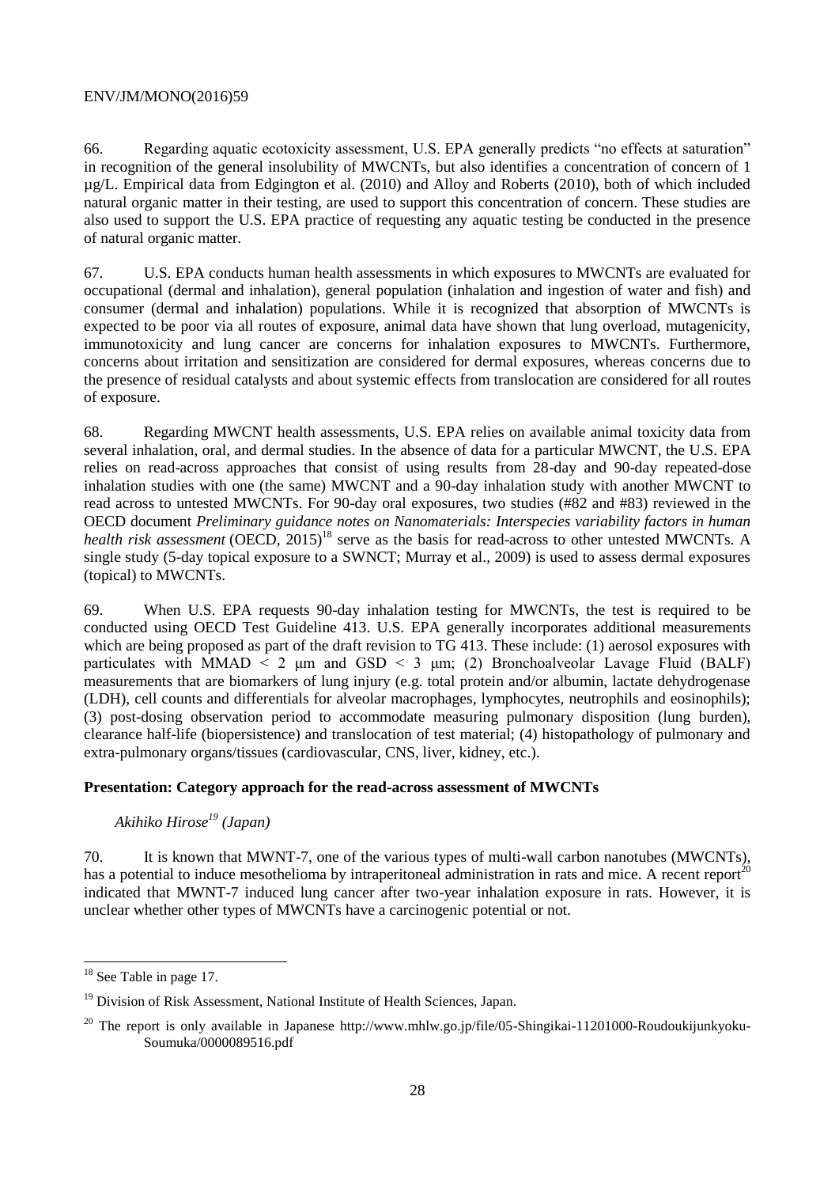66. Regarding aquatic ecotoxicity assessment, U.S. EPA generally predicts "no effects at saturation" in recognition of the general insolubility of MWCNTs, but also identifies a concentration of concern of 1 µg/L. Empirical data from Edgington et al. (2010) and Alloy and Roberts (2010), both of which included natural organic matter in their testing, are used to support this concentration of concern. These studies are also used to support the U.S. EPA practice of requesting any aquatic testing be conducted in the presence of natural organic matter.

67. U.S. EPA conducts human health assessments in which exposures to MWCNTs are evaluated for occupational (dermal and inhalation), general population (inhalation and ingestion of water and fish) and consumer (dermal and inhalation) populations. While it is recognized that absorption of MWCNTs is expected to be poor via all routes of exposure, animal data have shown that lung overload, mutagenicity, immunotoxicity and lung cancer are concerns for inhalation exposures to MWCNTs. Furthermore, concerns about irritation and sensitization are considered for dermal exposures, whereas concerns due to the presence of residual catalysts and about systemic effects from translocation are considered for all routes of exposure.

68. Regarding MWCNT health assessments, U.S. EPA relies on available animal toxicity data from several inhalation, oral, and dermal studies. In the absence of data for a particular MWCNT, the U.S. EPA relies on read-across approaches that consist of using results from 28-day and 90-day repeated-dose inhalation studies with one (the same) MWCNT and a 90-day inhalation study with another MWCNT to read across to untested MWCNTs. For 90-day oral exposures, two studies (#82 and #83) reviewed in the OECD document *Preliminary guidance notes on Nanomaterials: Interspecies variability factors in human health risk assessment* (OECD, 2015)[18] serve as the basis for read-across to other untested MWCNTs. A single study (5-day topical exposure to a SWNCT; Murray et al., 2009) is used to assess dermal exposures (topical) to MWCNTs.

69. When U.S. EPA requests 90-day inhalation testing for MWCNTs, the test is required to be conducted using OECD Test Guideline 413. U.S. EPA generally incorporates additional measurements which are being proposed as part of the draft revision to TG 413. These include: (1) aerosol exposures with particulates with MMAD < 2 µm and GSD < 3 µm; (2) Bronchoalveolar Lavage Fluid (BALF) measurements that are biomarkers of lung injury (e.g. total protein and/or albumin, lactate dehydrogenase (LDH), cell counts and differentials for alveolar macrophages, lymphocytes, neutrophils and eosinophils); (3) post-dosing observation period to accommodate measuring pulmonary disposition (lung burden), clearance half-life (biopersistence) and translocation of test material; (4) histopathology of pulmonary and extra-pulmonary organs/tissues (cardiovascular, CNS, liver, kidney, etc.).

**Presentation: Category approach for the read-across assessment of MWCNTs**

*Akihiko Hirose[19] (Japan)*

70. It is known that MWNT-7, one of the various types of multi-wall carbon nanotubes (MWCNTs), has a potential to induce mesothelioma by intraperitoneal administration in rats and mice. A recent report[20] indicated that MWNT-7 induced lung cancer after two-year inhalation exposure in rats. However, it is unclear whether other types of MWCNTs have a carcinogenic potential or not.

---

[18] See Table in page 17.

[19] Division of Risk Assessment, National Institute of Health Sciences, Japan.

[20] The report is only available in Japanese http://www.mhlw.go.jp/file/05-Shingikai-11201000-Roudoukijunkyoku-Soumuka/0000089516.pdf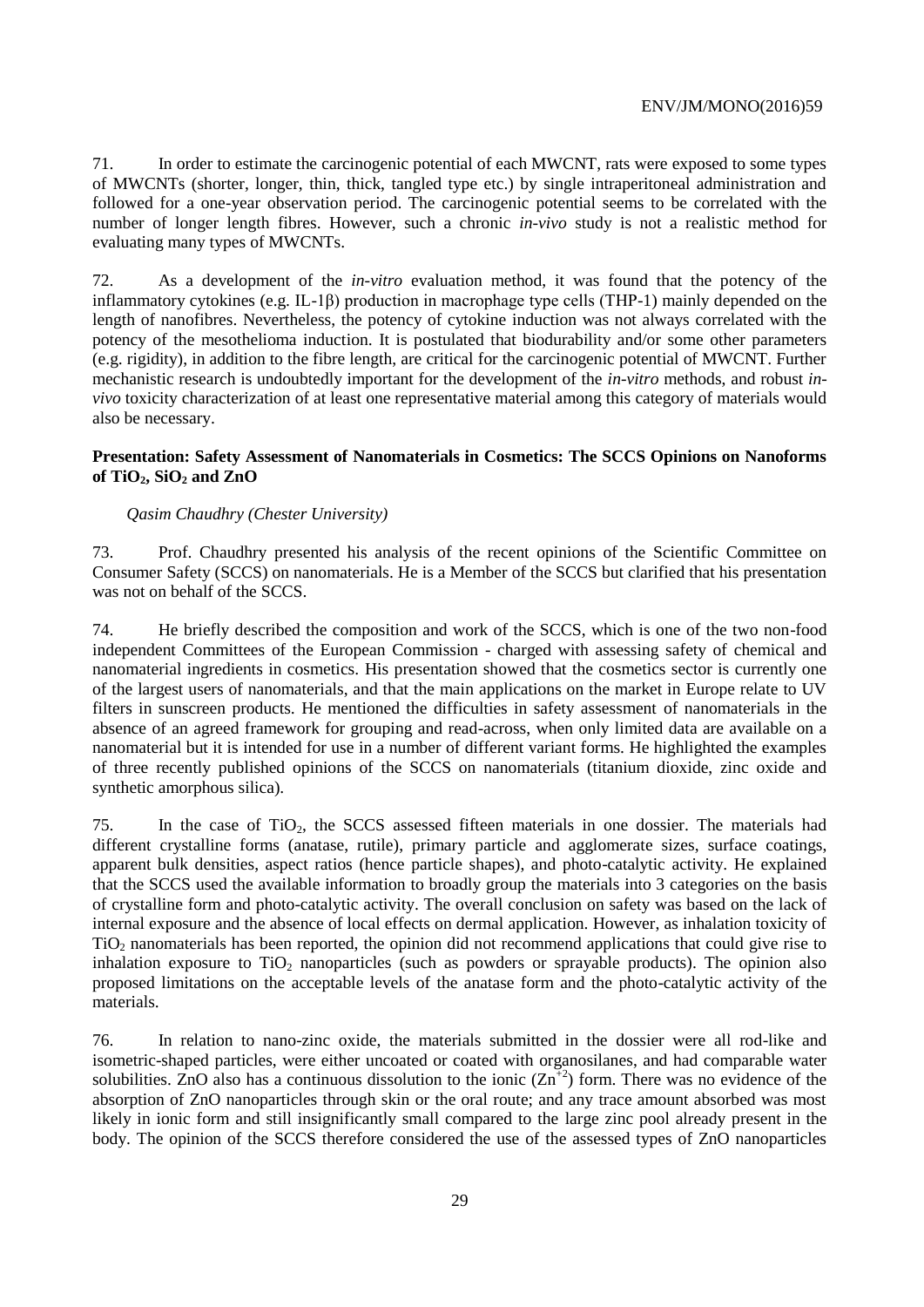71. In order to estimate the carcinogenic potential of each MWCNT, rats were exposed to some types of MWCNTs (shorter, longer, thin, thick, tangled type etc.) by single intraperitoneal administration and followed for a one-year observation period. The carcinogenic potential seems to be correlated with the number of longer length fibres. However, such a chronic *in-vivo* study is not a realistic method for evaluating many types of MWCNTs.

72. As a development of the *in-vitro* evaluation method, it was found that the potency of the inflammatory cytokines (e.g. IL-1β) production in macrophage type cells (THP-1) mainly depended on the length of nanofibres. Nevertheless, the potency of cytokine induction was not always correlated with the potency of the mesothelioma induction. It is postulated that biodurability and/or some other parameters (e.g. rigidity), in addition to the fibre length, are critical for the carcinogenic potential of MWCNT. Further mechanistic research is undoubtedly important for the development of the *in-vitro* methods, and robust *in-vivo* toxicity characterization of at least one representative material among this category of materials would also be necessary.

**Presentation: Safety Assessment of Nanomaterials in Cosmetics: The SCCS Opinions on Nanoforms of $TiO_2$, $SiO_2$ and ZnO**

*Qasim Chaudhry (Chester University)*

73. Prof. Chaudhry presented his analysis of the recent opinions of the Scientific Committee on Consumer Safety (SCCS) on nanomaterials. He is a Member of the SCCS but clarified that his presentation was not on behalf of the SCCS.

74. He briefly described the composition and work of the SCCS, which is one of the two non-food independent Committees of the European Commission - charged with assessing safety of chemical and nanomaterial ingredients in cosmetics. His presentation showed that the cosmetics sector is currently one of the largest users of nanomaterials, and that the main applications on the market in Europe relate to UV filters in sunscreen products. He mentioned the difficulties in safety assessment of nanomaterials in the absence of an agreed framework for grouping and read-across, when only limited data are available on a nanomaterial but it is intended for use in a number of different variant forms. He highlighted the examples of three recently published opinions of the SCCS on nanomaterials (titanium dioxide, zinc oxide and synthetic amorphous silica).

75. In the case of $TiO_2$, the SCCS assessed fifteen materials in one dossier. The materials had different crystalline forms (anatase, rutile), primary particle and agglomerate sizes, surface coatings, apparent bulk densities, aspect ratios (hence particle shapes), and photo-catalytic activity. He explained that the SCCS used the available information to broadly group the materials into 3 categories on the basis of crystalline form and photo-catalytic activity. The overall conclusion on safety was based on the lack of internal exposure and the absence of local effects on dermal application. However, as inhalation toxicity of $TiO_2$ nanomaterials has been reported, the opinion did not recommend applications that could give rise to inhalation exposure to $TiO_2$ nanoparticles (such as powders or sprayable products). The opinion also proposed limitations on the acceptable levels of the anatase form and the photo-catalytic activity of the materials.

76. In relation to nano-zinc oxide, the materials submitted in the dossier were all rod-like and isometric-shaped particles, were either uncoated or coated with organosilanes, and had comparable water solubilities. ZnO also has a continuous dissolution to the ionic ($Zn^{+2}$) form. There was no evidence of the absorption of ZnO nanoparticles through skin or the oral route; and any trace amount absorbed was most likely in ionic form and still insignificantly small compared to the large zinc pool already present in the body. The opinion of the SCCS therefore considered the use of the assessed types of ZnO nanoparticles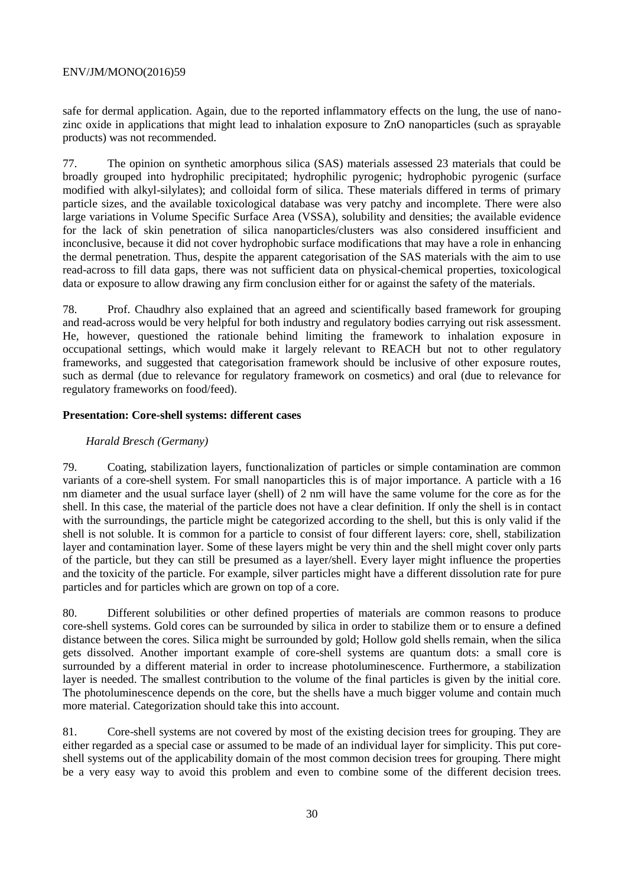safe for dermal application. Again, due to the reported inflammatory effects on the lung, the use of nano-zinc oxide in applications that might lead to inhalation exposure to ZnO nanoparticles (such as sprayable products) was not recommended.

77. The opinion on synthetic amorphous silica (SAS) materials assessed 23 materials that could be broadly grouped into hydrophilic precipitated; hydrophilic pyrogenic; hydrophobic pyrogenic (surface modified with alkyl-silylates); and colloidal form of silica. These materials differed in terms of primary particle sizes, and the available toxicological database was very patchy and incomplete. There were also large variations in Volume Specific Surface Area (VSSA), solubility and densities; the available evidence for the lack of skin penetration of silica nanoparticles/clusters was also considered insufficient and inconclusive, because it did not cover hydrophobic surface modifications that may have a role in enhancing the dermal penetration. Thus, despite the apparent categorisation of the SAS materials with the aim to use read-across to fill data gaps, there was not sufficient data on physical-chemical properties, toxicological data or exposure to allow drawing any firm conclusion either for or against the safety of the materials.

78. Prof. Chaudhry also explained that an agreed and scientifically based framework for grouping and read-across would be very helpful for both industry and regulatory bodies carrying out risk assessment. He, however, questioned the rationale behind limiting the framework to inhalation exposure in occupational settings, which would make it largely relevant to REACH but not to other regulatory frameworks, and suggested that categorisation framework should be inclusive of other exposure routes, such as dermal (due to relevance for regulatory framework on cosmetics) and oral (due to relevance for regulatory frameworks on food/feed).

**Presentation: Core-shell systems: different cases**

*Harald Bresch (Germany)*

79. Coating, stabilization layers, functionalization of particles or simple contamination are common variants of a core-shell system. For small nanoparticles this is of major importance. A particle with a 16 nm diameter and the usual surface layer (shell) of 2 nm will have the same volume for the core as for the shell. In this case, the material of the particle does not have a clear definition. If only the shell is in contact with the surroundings, the particle might be categorized according to the shell, but this is only valid if the shell is not soluble. It is common for a particle to consist of four different layers: core, shell, stabilization layer and contamination layer. Some of these layers might be very thin and the shell might cover only parts of the particle, but they can still be presumed as a layer/shell. Every layer might influence the properties and the toxicity of the particle. For example, silver particles might have a different dissolution rate for pure particles and for particles which are grown on top of a core.

80. Different solubilities or other defined properties of materials are common reasons to produce core-shell systems. Gold cores can be surrounded by silica in order to stabilize them or to ensure a defined distance between the cores. Silica might be surrounded by gold; Hollow gold shells remain, when the silica gets dissolved. Another important example of core-shell systems are quantum dots: a small core is surrounded by a different material in order to increase photoluminescence. Furthermore, a stabilization layer is needed. The smallest contribution to the volume of the final particles is given by the initial core. The photoluminescence depends on the core, but the shells have a much bigger volume and contain much more material. Categorization should take this into account.

81. Core-shell systems are not covered by most of the existing decision trees for grouping. They are either regarded as a special case or assumed to be made of an individual layer for simplicity. This put core-shell systems out of the applicability domain of the most common decision trees for grouping. There might be a very easy way to avoid this problem and even to combine some of the different decision trees.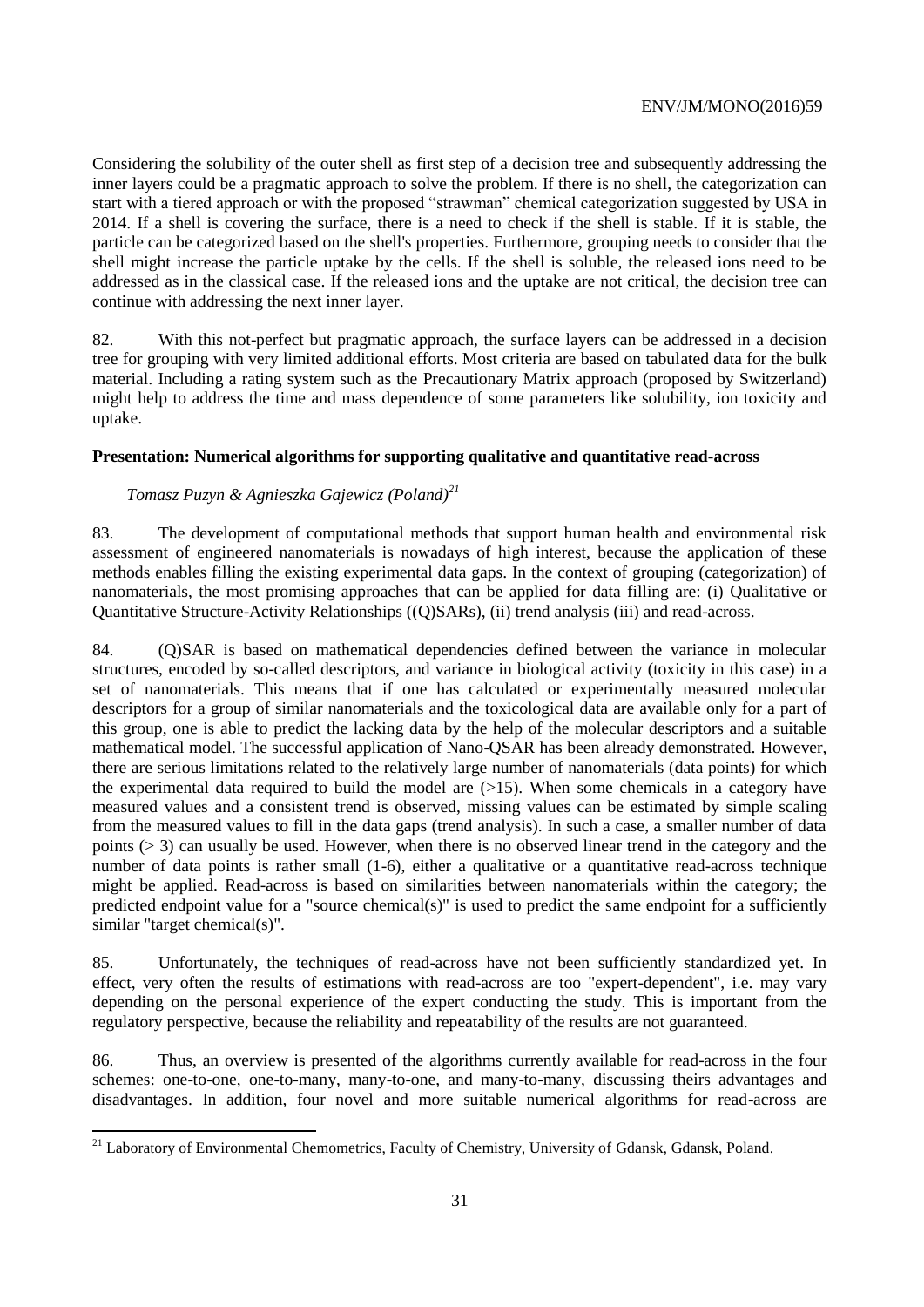Considering the solubility of the outer shell as first step of a decision tree and subsequently addressing the inner layers could be a pragmatic approach to solve the problem. If there is no shell, the categorization can start with a tiered approach or with the proposed "strawman" chemical categorization suggested by USA in 2014. If a shell is covering the surface, there is a need to check if the shell is stable. If it is stable, the particle can be categorized based on the shell's properties. Furthermore, grouping needs to consider that the shell might increase the particle uptake by the cells. If the shell is soluble, the released ions need to be addressed as in the classical case. If the released ions and the uptake are not critical, the decision tree can continue with addressing the next inner layer.

82. With this not-perfect but pragmatic approach, the surface layers can be addressed in a decision tree for grouping with very limited additional efforts. Most criteria are based on tabulated data for the bulk material. Including a rating system such as the Precautionary Matrix approach (proposed by Switzerland) might help to address the time and mass dependence of some parameters like solubility, ion toxicity and uptake.

**Presentation: Numerical algorithms for supporting qualitative and quantitative read-across**

*Tomasz Puzyn & Agnieszka Gajewicz (Poland)*[21]

83. The development of computational methods that support human health and environmental risk assessment of engineered nanomaterials is nowadays of high interest, because the application of these methods enables filling the existing experimental data gaps. In the context of grouping (categorization) of nanomaterials, the most promising approaches that can be applied for data filling are: (i) Qualitative or Quantitative Structure-Activity Relationships ((Q)SARs), (ii) trend analysis (iii) and read-across.

84. (Q)SAR is based on mathematical dependencies defined between the variance in molecular structures, encoded by so-called descriptors, and variance in biological activity (toxicity in this case) in a set of nanomaterials. This means that if one has calculated or experimentally measured molecular descriptors for a group of similar nanomaterials and the toxicological data are available only for a part of this group, one is able to predict the lacking data by the help of the molecular descriptors and a suitable mathematical model. The successful application of Nano-QSAR has been already demonstrated. However, there are serious limitations related to the relatively large number of nanomaterials (data points) for which the experimental data required to build the model are (>15). When some chemicals in a category have measured values and a consistent trend is observed, missing values can be estimated by simple scaling from the measured values to fill in the data gaps (trend analysis). In such a case, a smaller number of data points (> 3) can usually be used. However, when there is no observed linear trend in the category and the number of data points is rather small (1-6), either a qualitative or a quantitative read-across technique might be applied. Read-across is based on similarities between nanomaterials within the category; the predicted endpoint value for a "source chemical(s)" is used to predict the same endpoint for a sufficiently similar "target chemical(s)".

85. Unfortunately, the techniques of read-across have not been sufficiently standardized yet. In effect, very often the results of estimations with read-across are too "expert-dependent", i.e. may vary depending on the personal experience of the expert conducting the study. This is important from the regulatory perspective, because the reliability and repeatability of the results are not guaranteed.

86. Thus, an overview is presented of the algorithms currently available for read-across in the four schemes: one-to-one, one-to-many, many-to-one, and many-to-many, discussing theirs advantages and disadvantages. In addition, four novel and more suitable numerical algorithms for read-across are

[21] Laboratory of Environmental Chemometrics, Faculty of Chemistry, University of Gdansk, Gdansk, Poland.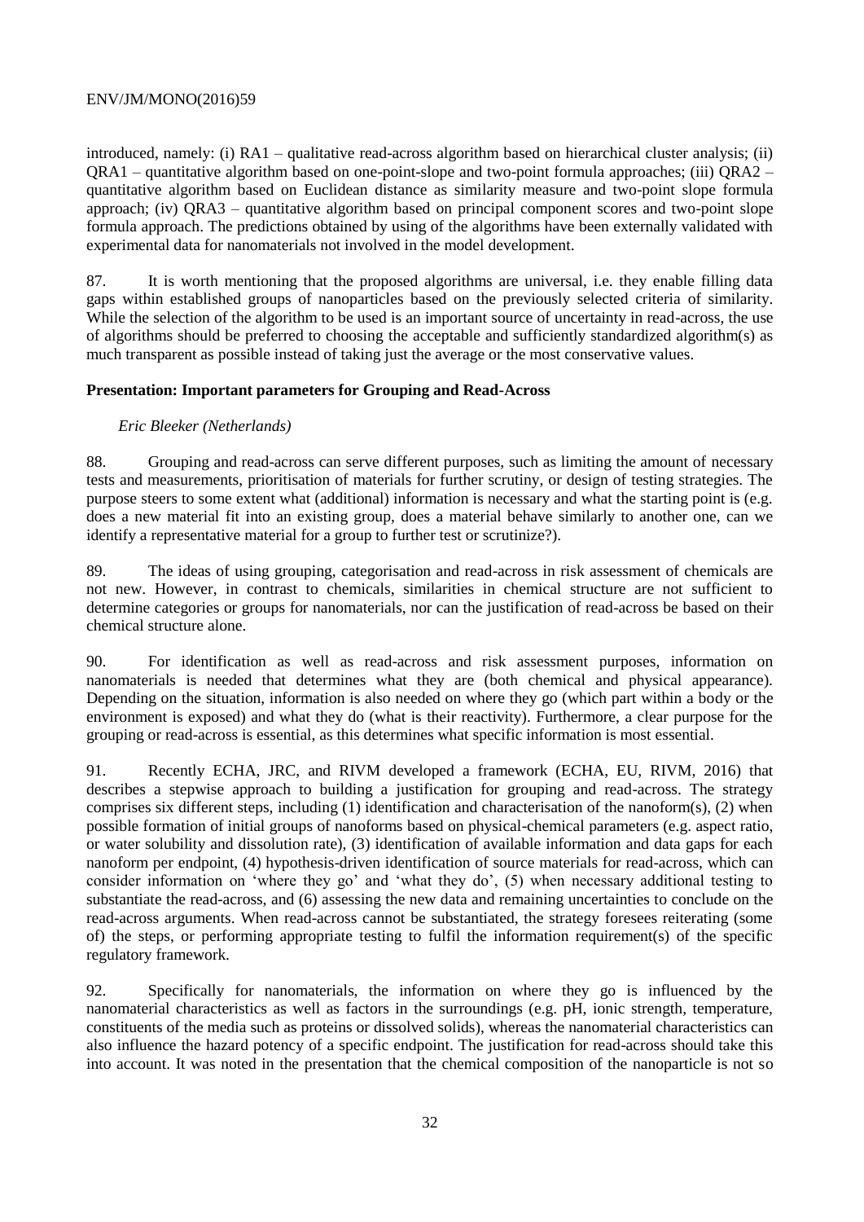introduced, namely: (i) RA1 – qualitative read-across algorithm based on hierarchical cluster analysis; (ii) QRA1 – quantitative algorithm based on one-point-slope and two-point formula approaches; (iii) QRA2 – quantitative algorithm based on Euclidean distance as similarity measure and two-point slope formula approach; (iv) QRA3 – quantitative algorithm based on principal component scores and two-point slope formula approach. The predictions obtained by using of the algorithms have been externally validated with experimental data for nanomaterials not involved in the model development.

87. It is worth mentioning that the proposed algorithms are universal, i.e. they enable filling data gaps within established groups of nanoparticles based on the previously selected criteria of similarity. While the selection of the algorithm to be used is an important source of uncertainty in read-across, the use of algorithms should be preferred to choosing the acceptable and sufficiently standardized algorithm(s) as much transparent as possible instead of taking just the average or the most conservative values.

**Presentation: Important parameters for Grouping and Read-Across**

*Eric Bleeker (Netherlands)*

88. Grouping and read-across can serve different purposes, such as limiting the amount of necessary tests and measurements, prioritisation of materials for further scrutiny, or design of testing strategies. The purpose steers to some extent what (additional) information is necessary and what the starting point is (e.g. does a new material fit into an existing group, does a material behave similarly to another one, can we identify a representative material for a group to further test or scrutinize?).

89. The ideas of using grouping, categorisation and read-across in risk assessment of chemicals are not new. However, in contrast to chemicals, similarities in chemical structure are not sufficient to determine categories or groups for nanomaterials, nor can the justification of read-across be based on their chemical structure alone.

90. For identification as well as read-across and risk assessment purposes, information on nanomaterials is needed that determines what they are (both chemical and physical appearance). Depending on the situation, information is also needed on where they go (which part within a body or the environment is exposed) and what they do (what is their reactivity). Furthermore, a clear purpose for the grouping or read-across is essential, as this determines what specific information is most essential.

91. Recently ECHA, JRC, and RIVM developed a framework (ECHA, EU, RIVM, 2016) that describes a stepwise approach to building a justification for grouping and read-across. The strategy comprises six different steps, including (1) identification and characterisation of the nanoform(s), (2) when possible formation of initial groups of nanoforms based on physical-chemical parameters (e.g. aspect ratio, or water solubility and dissolution rate), (3) identification of available information and data gaps for each nanoform per endpoint, (4) hypothesis-driven identification of source materials for read-across, which can consider information on 'where they go' and 'what they do', (5) when necessary additional testing to substantiate the read-across, and (6) assessing the new data and remaining uncertainties to conclude on the read-across arguments. When read-across cannot be substantiated, the strategy foresees reiterating (some of) the steps, or performing appropriate testing to fulfil the information requirement(s) of the specific regulatory framework.

92. Specifically for nanomaterials, the information on where they go is influenced by the nanomaterial characteristics as well as factors in the surroundings (e.g. pH, ionic strength, temperature, constituents of the media such as proteins or dissolved solids), whereas the nanomaterial characteristics can also influence the hazard potency of a specific endpoint. The justification for read-across should take this into account. It was noted in the presentation that the chemical composition of the nanoparticle is not so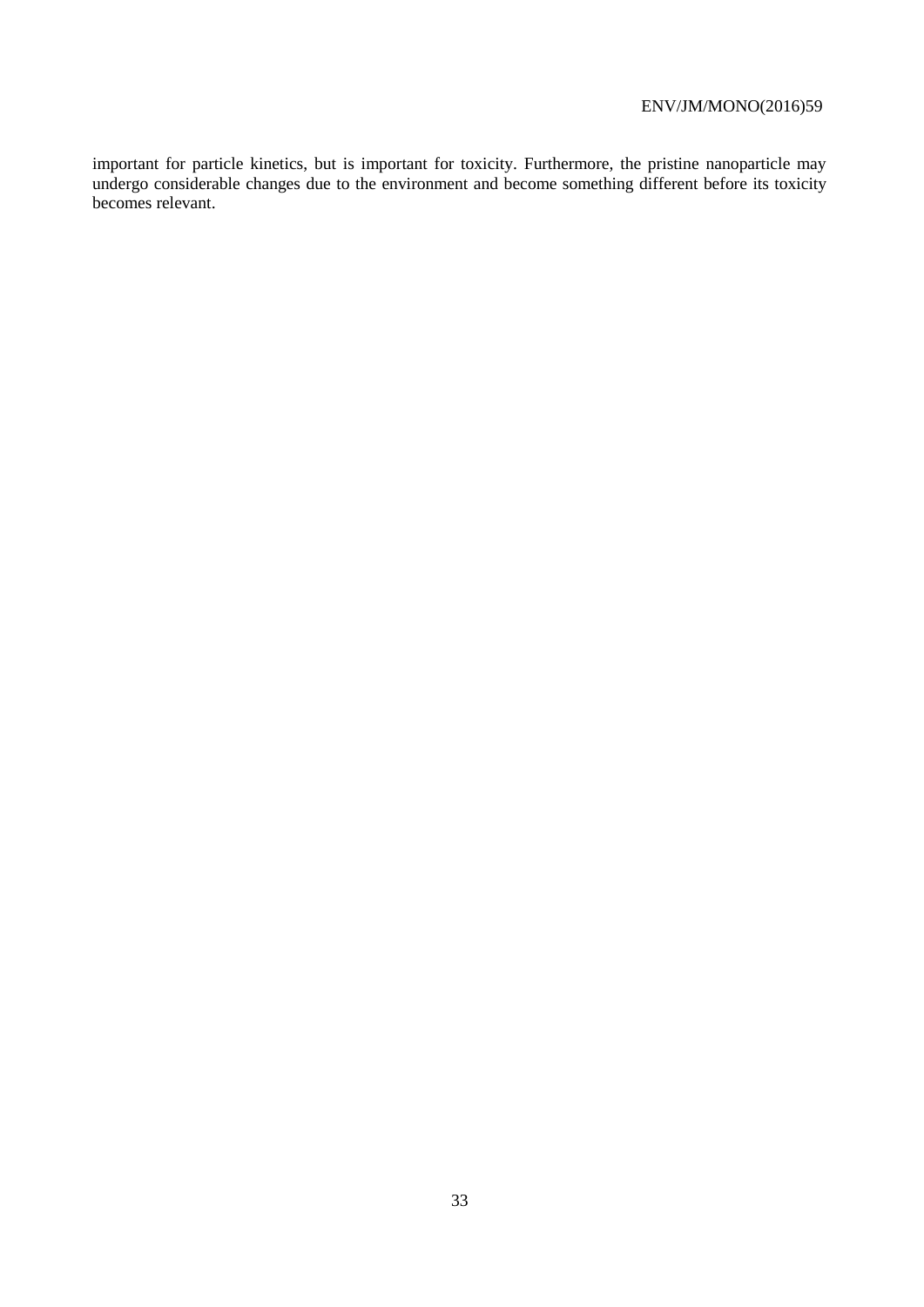important for particle kinetics, but is important for toxicity. Furthermore, the pristine nanoparticle may undergo considerable changes due to the environment and become something different before its toxicity becomes relevant.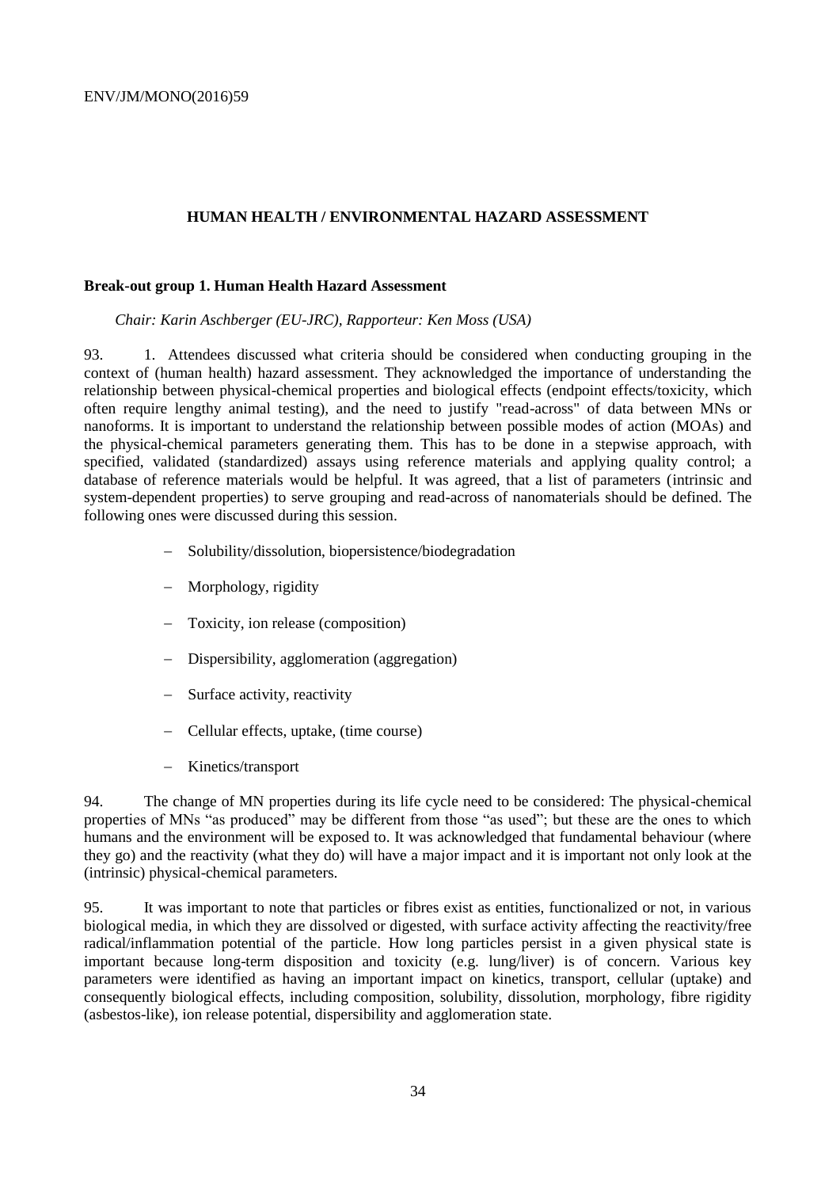## HUMAN HEALTH / ENVIRONMENTAL HAZARD ASSESSMENT

### Break-out group 1. Human Health Hazard Assessment

*Chair: Karin Aschberger (EU-JRC), Rapporteur: Ken Moss (USA)*

93. 1. Attendees discussed what criteria should be considered when conducting grouping in the context of (human health) hazard assessment. They acknowledged the importance of understanding the relationship between physical-chemical properties and biological effects (endpoint effects/toxicity, which often require lengthy animal testing), and the need to justify "read-across" of data between MNs or nanoforms. It is important to understand the relationship between possible modes of action (MOAs) and the physical-chemical parameters generating them. This has to be done in a stepwise approach, with specified, validated (standardized) assays using reference materials and applying quality control; a database of reference materials would be helpful. It was agreed, that a list of parameters (intrinsic and system-dependent properties) to serve grouping and read-across of nanomaterials should be defined. The following ones were discussed during this session.

- Solubility/dissolution, biopersistence/biodegradation
- Morphology, rigidity
- Toxicity, ion release (composition)
- Dispersibility, agglomeration (aggregation)
- Surface activity, reactivity
- Cellular effects, uptake, (time course)
- Kinetics/transport

94. The change of MN properties during its life cycle need to be considered: The physical-chemical properties of MNs "as produced" may be different from those "as used"; but these are the ones to which humans and the environment will be exposed to. It was acknowledged that fundamental behaviour (where they go) and the reactivity (what they do) will have a major impact and it is important not only look at the (intrinsic) physical-chemical parameters.

95. It was important to note that particles or fibres exist as entities, functionalized or not, in various biological media, in which they are dissolved or digested, with surface activity affecting the reactivity/free radical/inflammation potential of the particle. How long particles persist in a given physical state is important because long-term disposition and toxicity (e.g. lung/liver) is of concern. Various key parameters were identified as having an important impact on kinetics, transport, cellular (uptake) and consequently biological effects, including composition, solubility, dissolution, morphology, fibre rigidity (asbestos-like), ion release potential, dispersibility and agglomeration state.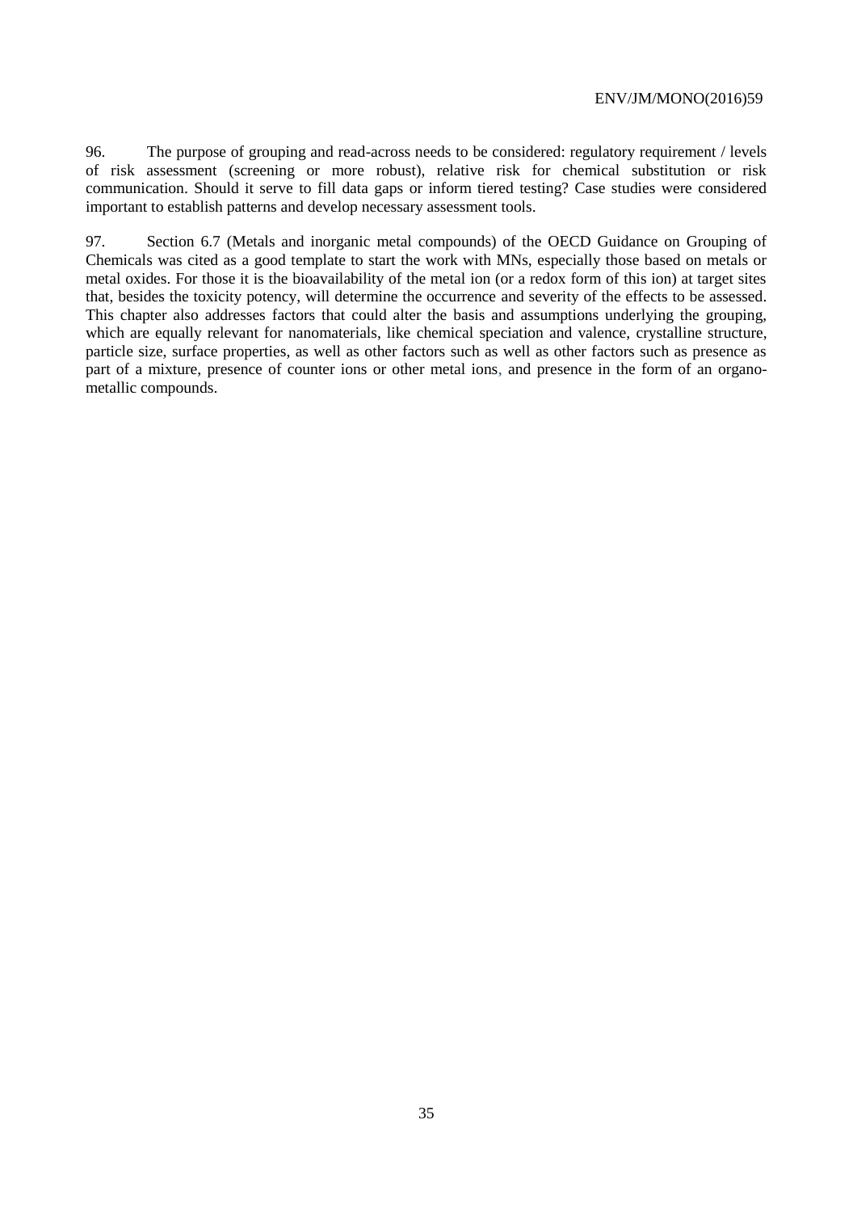96. The purpose of grouping and read-across needs to be considered: regulatory requirement / levels of risk assessment (screening or more robust), relative risk for chemical substitution or risk communication. Should it serve to fill data gaps or inform tiered testing? Case studies were considered important to establish patterns and develop necessary assessment tools.

97. Section 6.7 (Metals and inorganic metal compounds) of the OECD Guidance on Grouping of Chemicals was cited as a good template to start the work with MNs, especially those based on metals or metal oxides. For those it is the bioavailability of the metal ion (or a redox form of this ion) at target sites that, besides the toxicity potency, will determine the occurrence and severity of the effects to be assessed. This chapter also addresses factors that could alter the basis and assumptions underlying the grouping, which are equally relevant for nanomaterials, like chemical speciation and valence, crystalline structure, particle size, surface properties, as well as other factors such as well as other factors such as presence as part of a mixture, presence of counter ions or other metal ions, and presence in the form of an organo-metallic compounds.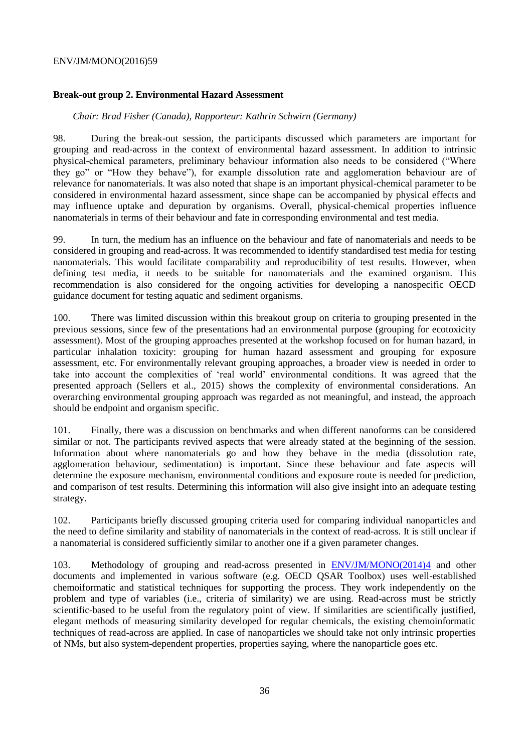**Break-out group 2. Environmental Hazard Assessment**

*Chair: Brad Fisher (Canada), Rapporteur: Kathrin Schwirn (Germany)*

98. During the break-out session, the participants discussed which parameters are important for grouping and read-across in the context of environmental hazard assessment. In addition to intrinsic physical-chemical parameters, preliminary behaviour information also needs to be considered ("Where they go" or "How they behave"), for example dissolution rate and agglomeration behaviour are of relevance for nanomaterials. It was also noted that shape is an important physical-chemical parameter to be considered in environmental hazard assessment, since shape can be accompanied by physical effects and may influence uptake and depuration by organisms. Overall, physical-chemical properties influence nanomaterials in terms of their behaviour and fate in corresponding environmental and test media.

99. In turn, the medium has an influence on the behaviour and fate of nanomaterials and needs to be considered in grouping and read-across. It was recommended to identify standardised test media for testing nanomaterials. This would facilitate comparability and reproducibility of test results. However, when defining test media, it needs to be suitable for nanomaterials and the examined organism. This recommendation is also considered for the ongoing activities for developing a nanospecific OECD guidance document for testing aquatic and sediment organisms.

100. There was limited discussion within this breakout group on criteria to grouping presented in the previous sessions, since few of the presentations had an environmental purpose (grouping for ecotoxicity assessment). Most of the grouping approaches presented at the workshop focused on for human hazard, in particular inhalation toxicity: grouping for human hazard assessment and grouping for exposure assessment, etc. For environmentally relevant grouping approaches, a broader view is needed in order to take into account the complexities of 'real world' environmental conditions. It was agreed that the presented approach (Sellers et al., 2015) shows the complexity of environmental considerations. An overarching environmental grouping approach was regarded as not meaningful, and instead, the approach should be endpoint and organism specific.

101. Finally, there was a discussion on benchmarks and when different nanoforms can be considered similar or not. The participants revived aspects that were already stated at the beginning of the session. Information about where nanomaterials go and how they behave in the media (dissolution rate, agglomeration behaviour, sedimentation) is important. Since these behaviour and fate aspects will determine the exposure mechanism, environmental conditions and exposure route is needed for prediction, and comparison of test results. Determining this information will also give insight into an adequate testing strategy.

102. Participants briefly discussed grouping criteria used for comparing individual nanoparticles and the need to define similarity and stability of nanomaterials in the context of read-across. It is still unclear if a nanomaterial is considered sufficiently similar to another one if a given parameter changes.

103. Methodology of grouping and read-across presented in ENV/JM/MONO(2014)4 and other documents and implemented in various software (e.g. OECD QSAR Toolbox) uses well-established chemoiformatic and statistical techniques for supporting the process. They work independently on the problem and type of variables (i.e., criteria of similarity) we are using. Read-across must be strictly scientific-based to be useful from the regulatory point of view. If similarities are scientifically justified, elegant methods of measuring similarity developed for regular chemicals, the existing chemoinformatic techniques of read-across are applied. In case of nanoparticles we should take not only intrinsic properties of NMs, but also system-dependent properties, properties saying, where the nanoparticle goes etc.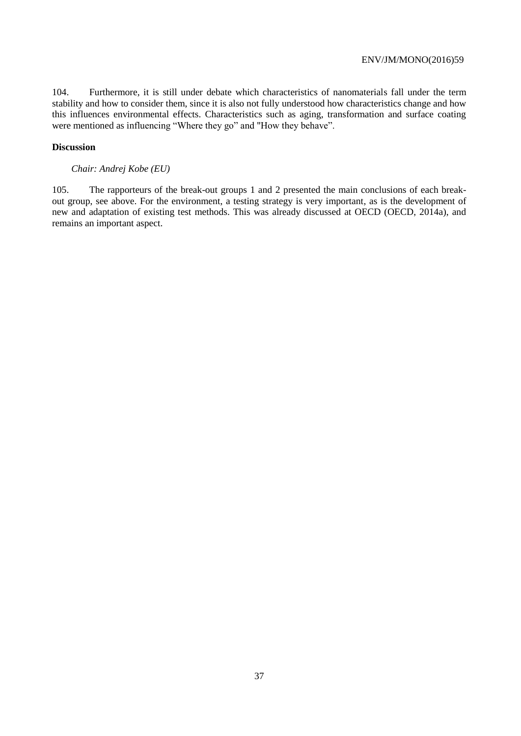104. Furthermore, it is still under debate which characteristics of nanomaterials fall under the term stability and how to consider them, since it is also not fully understood how characteristics change and how this influences environmental effects. Characteristics such as aging, transformation and surface coating were mentioned as influencing "Where they go" and "How they behave".

**Discussion**

*Chair: Andrej Kobe (EU)*

105. The rapporteurs of the break-out groups 1 and 2 presented the main conclusions of each break-out group, see above. For the environment, a testing strategy is very important, as is the development of new and adaptation of existing test methods. This was already discussed at OECD (OECD, 2014a), and remains an important aspect.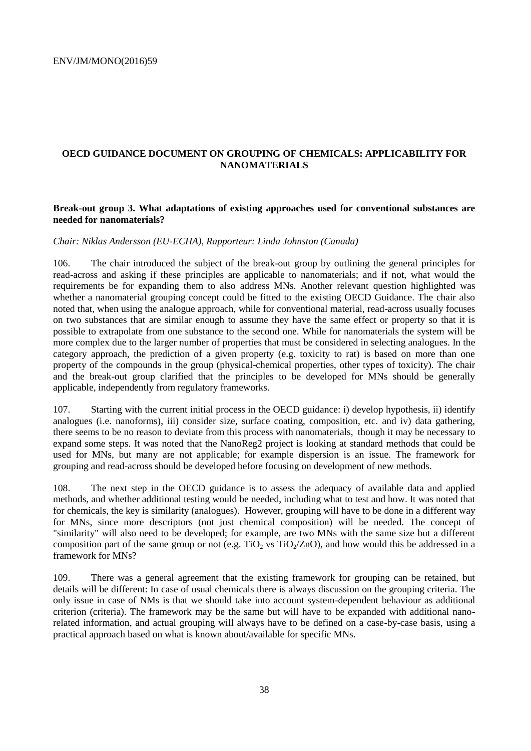## OECD GUIDANCE DOCUMENT ON GROUPING OF CHEMICALS: APPLICABILITY FOR NANOMATERIALS

### Break-out group 3. What adaptations of existing approaches used for conventional substances are needed for nanomaterials?

*Chair: Niklas Andersson (EU-ECHA), Rapporteur: Linda Johnston (Canada)*

106. The chair introduced the subject of the break-out group by outlining the general principles for read-across and asking if these principles are applicable to nanomaterials; and if not, what would the requirements be for expanding them to also address MNs. Another relevant question highlighted was whether a nanomaterial grouping concept could be fitted to the existing OECD Guidance. The chair also noted that, when using the analogue approach, while for conventional material, read-across usually focuses on two substances that are similar enough to assume they have the same effect or property so that it is possible to extrapolate from one substance to the second one. While for nanomaterials the system will be more complex due to the larger number of properties that must be considered in selecting analogues. In the category approach, the prediction of a given property (e.g. toxicity to rat) is based on more than one property of the compounds in the group (physical-chemical properties, other types of toxicity). The chair and the break-out group clarified that the principles to be developed for MNs should be generally applicable, independently from regulatory frameworks.

107. Starting with the current initial process in the OECD guidance: i) develop hypothesis, ii) identify analogues (i.e. nanoforms), iii) consider size, surface coating, composition, etc. and iv) data gathering, there seems to be no reason to deviate from this process with nanomaterials, though it may be necessary to expand some steps. It was noted that the NanoReg2 project is looking at standard methods that could be used for MNs, but many are not applicable; for example dispersion is an issue. The framework for grouping and read-across should be developed before focusing on development of new methods.

108. The next step in the OECD guidance is to assess the adequacy of available data and applied methods, and whether additional testing would be needed, including what to test and how. It was noted that for chemicals, the key is similarity (analogues). However, grouping will have to be done in a different way for MNs, since more descriptors (not just chemical composition) will be needed. The concept of "similarity" will also need to be developed; for example, are two MNs with the same size but a different composition part of the same group or not (e.g. $TiO_2$ vs $TiO_2$/ZnO), and how would this be addressed in a framework for MNs?

109. There was a general agreement that the existing framework for grouping can be retained, but details will be different: In case of usual chemicals there is always discussion on the grouping criteria. The only issue in case of NMs is that we should take into account system-dependent behaviour as additional criterion (criteria). The framework may be the same but will have to be expanded with additional nano-related information, and actual grouping will always have to be defined on a case-by-case basis, using a practical approach based on what is known about/available for specific MNs.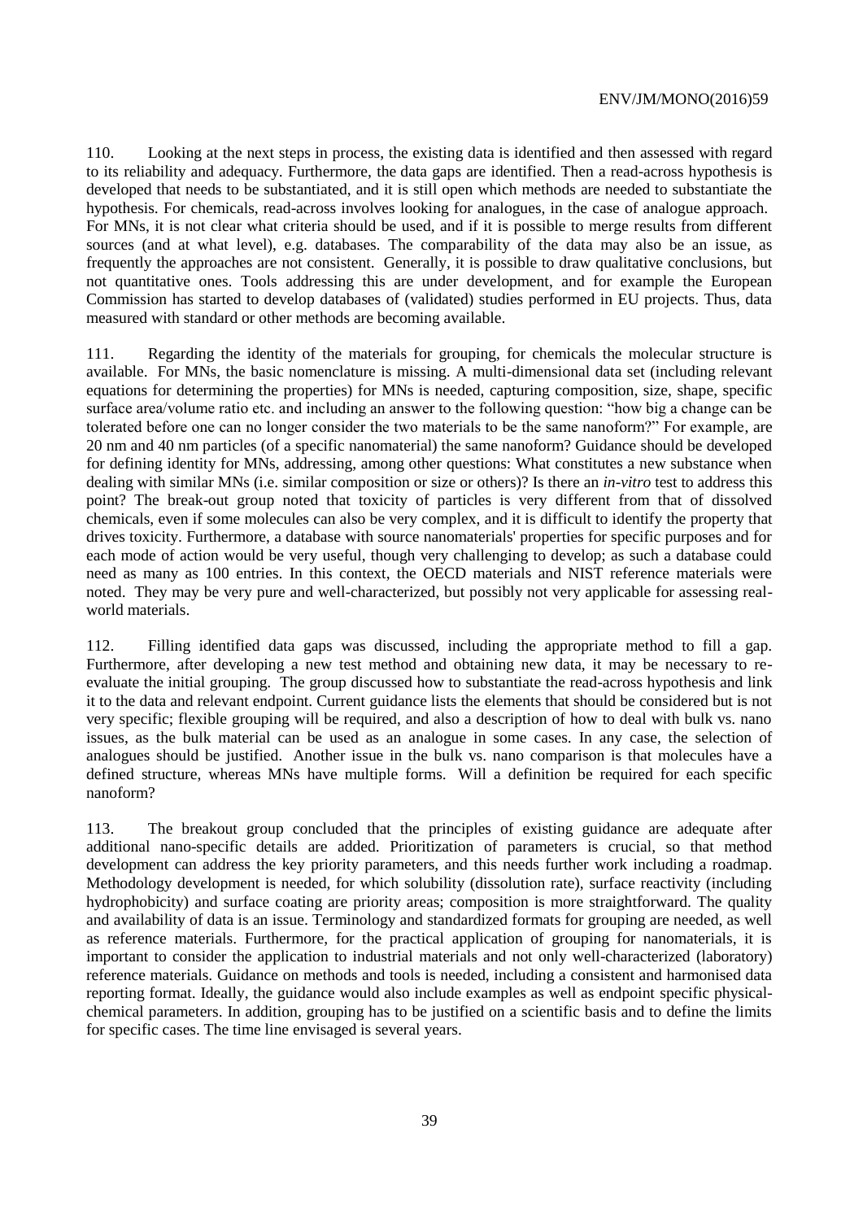110. Looking at the next steps in process, the existing data is identified and then assessed with regard to its reliability and adequacy. Furthermore, the data gaps are identified. Then a read-across hypothesis is developed that needs to be substantiated, and it is still open which methods are needed to substantiate the hypothesis. For chemicals, read-across involves looking for analogues, in the case of analogue approach. For MNs, it is not clear what criteria should be used, and if it is possible to merge results from different sources (and at what level), e.g. databases. The comparability of the data may also be an issue, as frequently the approaches are not consistent. Generally, it is possible to draw qualitative conclusions, but not quantitative ones. Tools addressing this are under development, and for example the European Commission has started to develop databases of (validated) studies performed in EU projects. Thus, data measured with standard or other methods are becoming available.

111. Regarding the identity of the materials for grouping, for chemicals the molecular structure is available. For MNs, the basic nomenclature is missing. A multi-dimensional data set (including relevant equations for determining the properties) for MNs is needed, capturing composition, size, shape, specific surface area/volume ratio etc. and including an answer to the following question: "how big a change can be tolerated before one can no longer consider the two materials to be the same nanoform?" For example, are 20 nm and 40 nm particles (of a specific nanomaterial) the same nanoform? Guidance should be developed for defining identity for MNs, addressing, among other questions: What constitutes a new substance when dealing with similar MNs (i.e. similar composition or size or others)? Is there an *in-vitro* test to address this point? The break-out group noted that toxicity of particles is very different from that of dissolved chemicals, even if some molecules can also be very complex, and it is difficult to identify the property that drives toxicity. Furthermore, a database with source nanomaterials' properties for specific purposes and for each mode of action would be very useful, though very challenging to develop; as such a database could need as many as 100 entries. In this context, the OECD materials and NIST reference materials were noted. They may be very pure and well-characterized, but possibly not very applicable for assessing real-world materials.

112. Filling identified data gaps was discussed, including the appropriate method to fill a gap. Furthermore, after developing a new test method and obtaining new data, it may be necessary to re-evaluate the initial grouping. The group discussed how to substantiate the read-across hypothesis and link it to the data and relevant endpoint. Current guidance lists the elements that should be considered but is not very specific; flexible grouping will be required, and also a description of how to deal with bulk vs. nano issues, as the bulk material can be used as an analogue in some cases. In any case, the selection of analogues should be justified. Another issue in the bulk vs. nano comparison is that molecules have a defined structure, whereas MNs have multiple forms. Will a definition be required for each specific nanoform?

113. The breakout group concluded that the principles of existing guidance are adequate after additional nano-specific details are added. Prioritization of parameters is crucial, so that method development can address the key priority parameters, and this needs further work including a roadmap. Methodology development is needed, for which solubility (dissolution rate), surface reactivity (including hydrophobicity) and surface coating are priority areas; composition is more straightforward. The quality and availability of data is an issue. Terminology and standardized formats for grouping are needed, as well as reference materials. Furthermore, for the practical application of grouping for nanomaterials, it is important to consider the application to industrial materials and not only well-characterized (laboratory) reference materials. Guidance on methods and tools is needed, including a consistent and harmonised data reporting format. Ideally, the guidance would also include examples as well as endpoint specific physical-chemical parameters. In addition, grouping has to be justified on a scientific basis and to define the limits for specific cases. The time line envisaged is several years.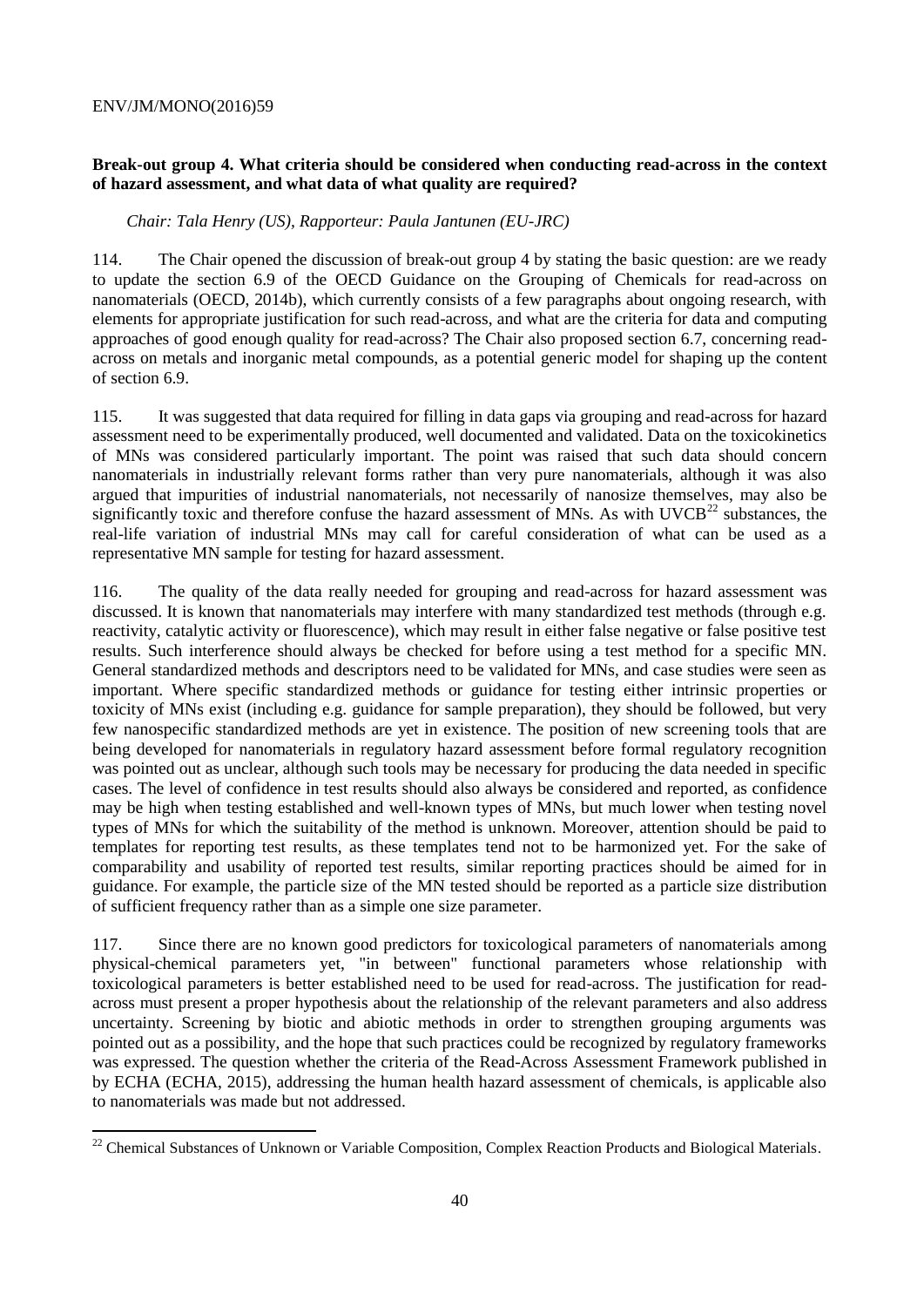**Break-out group 4. What criteria should be considered when conducting read-across in the context of hazard assessment, and what data of what quality are required?**

*Chair: Tala Henry (US), Rapporteur: Paula Jantunen (EU-JRC)*

114. The Chair opened the discussion of break-out group 4 by stating the basic question: are we ready to update the section 6.9 of the OECD Guidance on the Grouping of Chemicals for read-across on nanomaterials (OECD, 2014b), which currently consists of a few paragraphs about ongoing research, with elements for appropriate justification for such read-across, and what are the criteria for data and computing approaches of good enough quality for read-across? The Chair also proposed section 6.7, concerning read-across on metals and inorganic metal compounds, as a potential generic model for shaping up the content of section 6.9.

115. It was suggested that data required for filling in data gaps via grouping and read-across for hazard assessment need to be experimentally produced, well documented and validated. Data on the toxicokinetics of MNs was considered particularly important. The point was raised that such data should concern nanomaterials in industrially relevant forms rather than very pure nanomaterials, although it was also argued that impurities of industrial nanomaterials, not necessarily of nanosize themselves, may also be significantly toxic and therefore confuse the hazard assessment of MNs. As with UVCB[22] substances, the real-life variation of industrial MNs may call for careful consideration of what can be used as a representative MN sample for testing for hazard assessment.

116. The quality of the data really needed for grouping and read-across for hazard assessment was discussed. It is known that nanomaterials may interfere with many standardized test methods (through e.g. reactivity, catalytic activity or fluorescence), which may result in either false negative or false positive test results. Such interference should always be checked for before using a test method for a specific MN. General standardized methods and descriptors need to be validated for MNs, and case studies were seen as important. Where specific standardized methods or guidance for testing either intrinsic properties or toxicity of MNs exist (including e.g. guidance for sample preparation), they should be followed, but very few nanospecific standardized methods are yet in existence. The position of new screening tools that are being developed for nanomaterials in regulatory hazard assessment before formal regulatory recognition was pointed out as unclear, although such tools may be necessary for producing the data needed in specific cases. The level of confidence in test results should also always be considered and reported, as confidence may be high when testing established and well-known types of MNs, but much lower when testing novel types of MNs for which the suitability of the method is unknown. Moreover, attention should be paid to templates for reporting test results, as these templates tend not to be harmonized yet. For the sake of comparability and usability of reported test results, similar reporting practices should be aimed for in guidance. For example, the particle size of the MN tested should be reported as a particle size distribution of sufficient frequency rather than as a simple one size parameter.

117. Since there are no known good predictors for toxicological parameters of nanomaterials among physical-chemical parameters yet, "in between" functional parameters whose relationship with toxicological parameters is better established need to be used for read-across. The justification for read-across must present a proper hypothesis about the relationship of the relevant parameters and also address uncertainty. Screening by biotic and abiotic methods in order to strengthen grouping arguments was pointed out as a possibility, and the hope that such practices could be recognized by regulatory frameworks was expressed. The question whether the criteria of the Read-Across Assessment Framework published in by ECHA (ECHA, 2015), addressing the human health hazard assessment of chemicals, is applicable also to nanomaterials was made but not addressed.

---

[22] Chemical Substances of Unknown or Variable Composition, Complex Reaction Products and Biological Materials.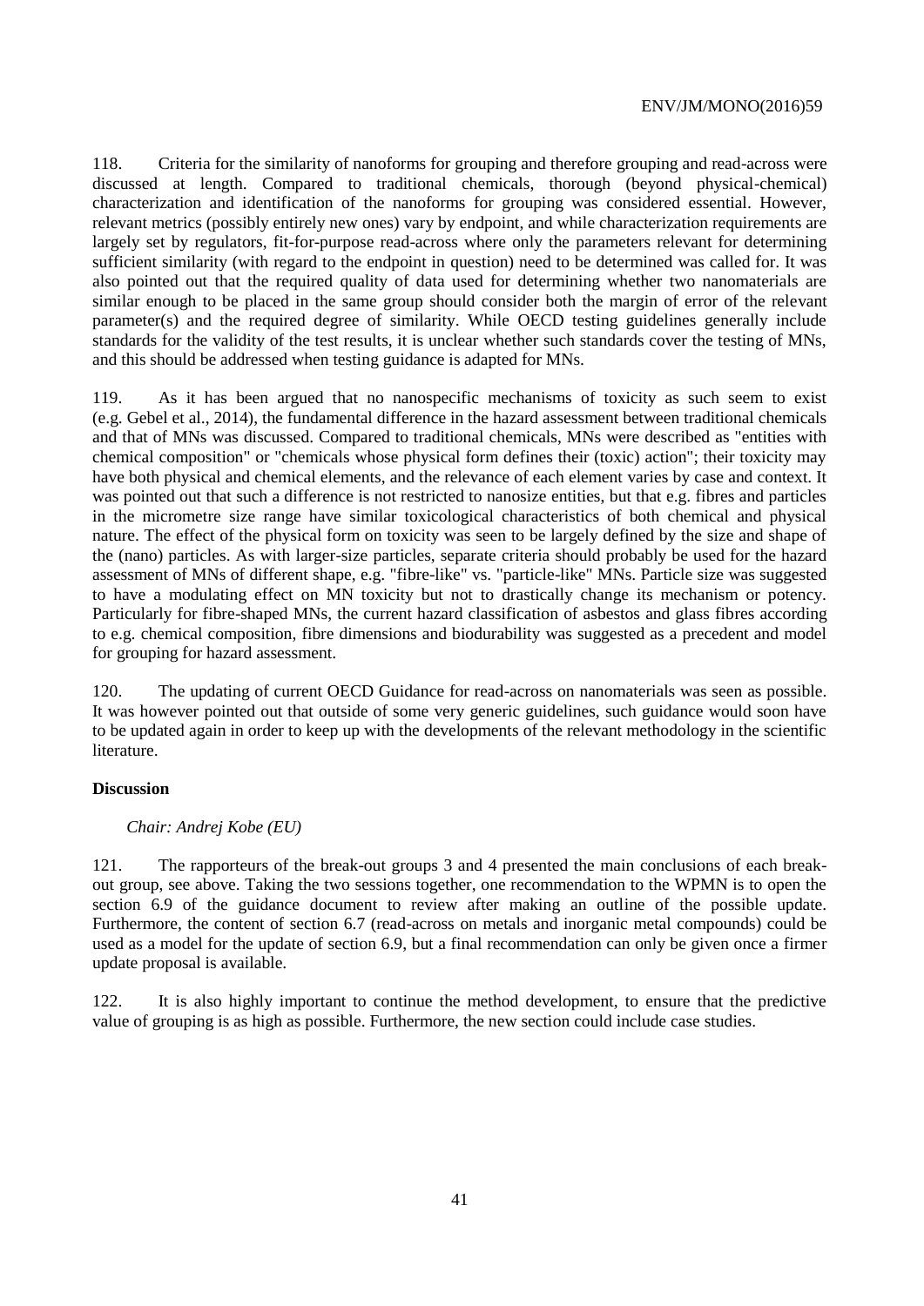118. Criteria for the similarity of nanoforms for grouping and therefore grouping and read-across were discussed at length. Compared to traditional chemicals, thorough (beyond physical-chemical) characterization and identification of the nanoforms for grouping was considered essential. However, relevant metrics (possibly entirely new ones) vary by endpoint, and while characterization requirements are largely set by regulators, fit-for-purpose read-across where only the parameters relevant for determining sufficient similarity (with regard to the endpoint in question) need to be determined was called for. It was also pointed out that the required quality of data used for determining whether two nanomaterials are similar enough to be placed in the same group should consider both the margin of error of the relevant parameter(s) and the required degree of similarity. While OECD testing guidelines generally include standards for the validity of the test results, it is unclear whether such standards cover the testing of MNs, and this should be addressed when testing guidance is adapted for MNs.

119. As it has been argued that no nanospecific mechanisms of toxicity as such seem to exist (e.g. Gebel et al., 2014), the fundamental difference in the hazard assessment between traditional chemicals and that of MNs was discussed. Compared to traditional chemicals, MNs were described as "entities with chemical composition" or "chemicals whose physical form defines their (toxic) action"; their toxicity may have both physical and chemical elements, and the relevance of each element varies by case and context. It was pointed out that such a difference is not restricted to nanosize entities, but that e.g. fibres and particles in the micrometre size range have similar toxicological characteristics of both chemical and physical nature. The effect of the physical form on toxicity was seen to be largely defined by the size and shape of the (nano) particles. As with larger-size particles, separate criteria should probably be used for the hazard assessment of MNs of different shape, e.g. "fibre-like" vs. "particle-like" MNs. Particle size was suggested to have a modulating effect on MN toxicity but not to drastically change its mechanism or potency. Particularly for fibre-shaped MNs, the current hazard classification of asbestos and glass fibres according to e.g. chemical composition, fibre dimensions and biodurability was suggested as a precedent and model for grouping for hazard assessment.

120. The updating of current OECD Guidance for read-across on nanomaterials was seen as possible. It was however pointed out that outside of some very generic guidelines, such guidance would soon have to be updated again in order to keep up with the developments of the relevant methodology in the scientific literature.

**Discussion**

*Chair: Andrej Kobe (EU)*

121. The rapporteurs of the break-out groups 3 and 4 presented the main conclusions of each break-out group, see above. Taking the two sessions together, one recommendation to the WPMN is to open the section 6.9 of the guidance document to review after making an outline of the possible update. Furthermore, the content of section 6.7 (read-across on metals and inorganic metal compounds) could be used as a model for the update of section 6.9, but a final recommendation can only be given once a firmer update proposal is available.

122. It is also highly important to continue the method development, to ensure that the predictive value of grouping is as high as possible. Furthermore, the new section could include case studies.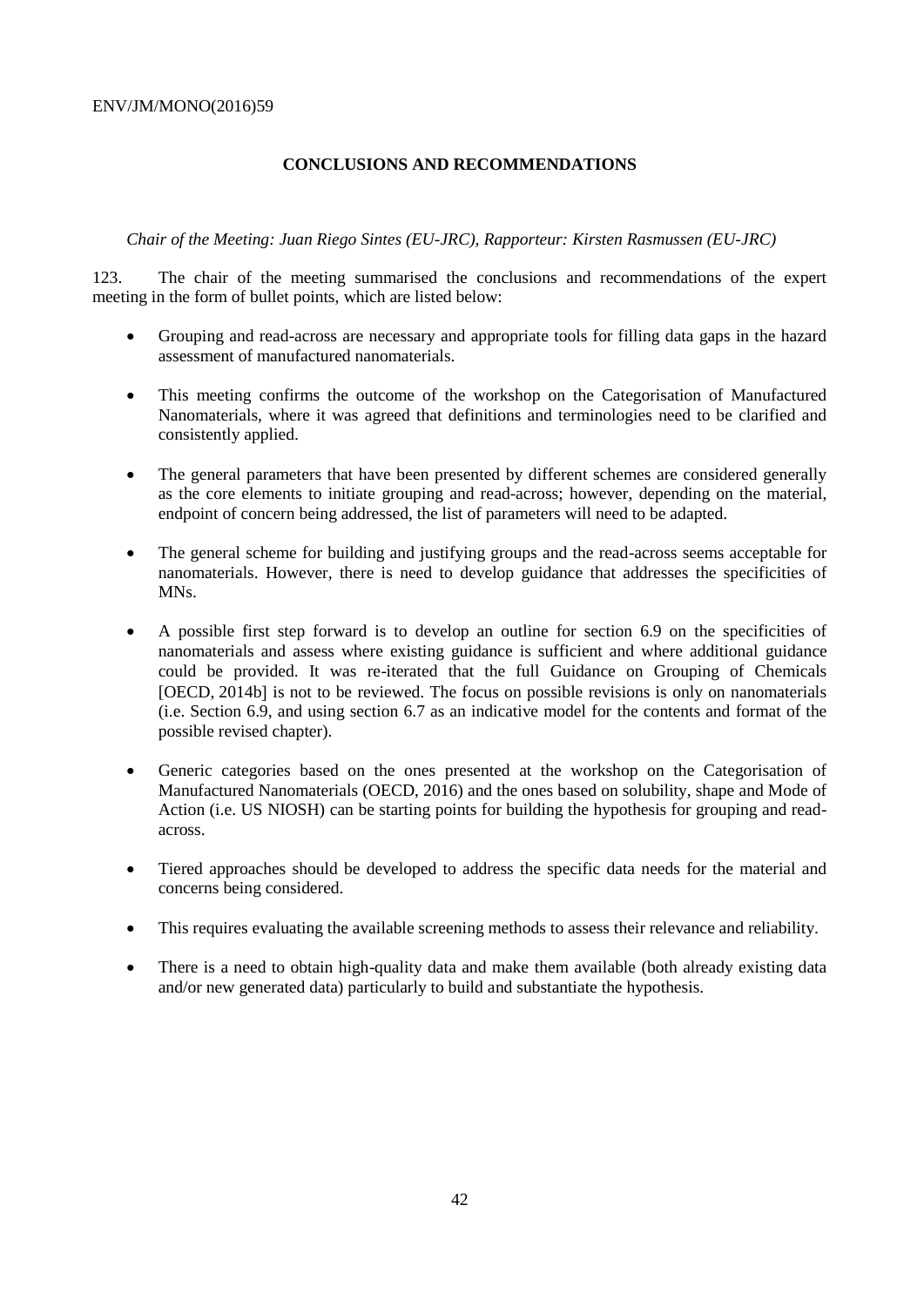## CONCLUSIONS AND RECOMMENDATIONS

*Chair of the Meeting: Juan Riego Sintes (EU-JRC), Rapporteur: Kirsten Rasmussen (EU-JRC)*

123. The chair of the meeting summarised the conclusions and recommendations of the expert meeting in the form of bullet points, which are listed below:

- Grouping and read-across are necessary and appropriate tools for filling data gaps in the hazard assessment of manufactured nanomaterials.
- This meeting confirms the outcome of the workshop on the Categorisation of Manufactured Nanomaterials, where it was agreed that definitions and terminologies need to be clarified and consistently applied.
- The general parameters that have been presented by different schemes are considered generally as the core elements to initiate grouping and read-across; however, depending on the material, endpoint of concern being addressed, the list of parameters will need to be adapted.
- The general scheme for building and justifying groups and the read-across seems acceptable for nanomaterials. However, there is need to develop guidance that addresses the specificities of MNs.
- A possible first step forward is to develop an outline for section 6.9 on the specificities of nanomaterials and assess where existing guidance is sufficient and where additional guidance could be provided. It was re-iterated that the full Guidance on Grouping of Chemicals [OECD, 2014b] is not to be reviewed. The focus on possible revisions is only on nanomaterials (i.e. Section 6.9, and using section 6.7 as an indicative model for the contents and format of the possible revised chapter).
- Generic categories based on the ones presented at the workshop on the Categorisation of Manufactured Nanomaterials (OECD, 2016) and the ones based on solubility, shape and Mode of Action (i.e. US NIOSH) can be starting points for building the hypothesis for grouping and read-across.
- Tiered approaches should be developed to address the specific data needs for the material and concerns being considered.
- This requires evaluating the available screening methods to assess their relevance and reliability.
- There is a need to obtain high-quality data and make them available (both already existing data and/or new generated data) particularly to build and substantiate the hypothesis.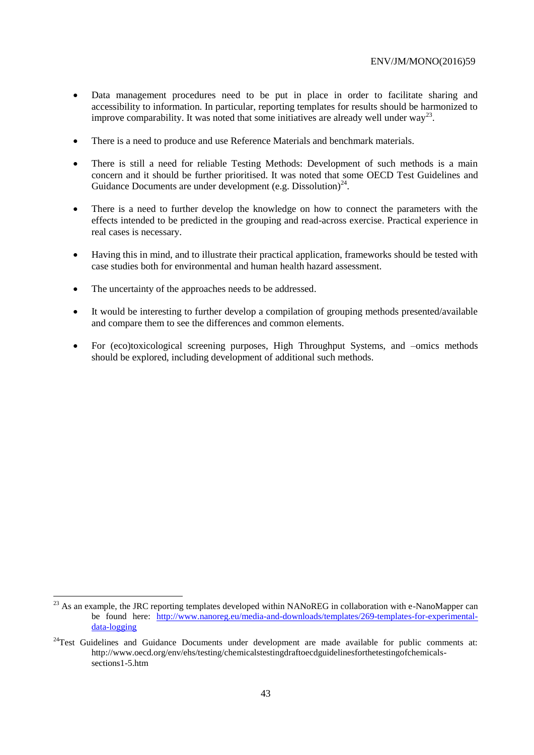- Data management procedures need to be put in place in order to facilitate sharing and accessibility to information. In particular, reporting templates for results should be harmonized to improve comparability. It was noted that some initiatives are already well under way[23].

- There is a need to produce and use Reference Materials and benchmark materials.

- There is still a need for reliable Testing Methods: Development of such methods is a main concern and it should be further prioritised. It was noted that some OECD Test Guidelines and Guidance Documents are under development (e.g. Dissolution)[24].

- There is a need to further develop the knowledge on how to connect the parameters with the effects intended to be predicted in the grouping and read-across exercise. Practical experience in real cases is necessary.

- Having this in mind, and to illustrate their practical application, frameworks should be tested with case studies both for environmental and human health hazard assessment.

- The uncertainty of the approaches needs to be addressed.

- It would be interesting to further develop a compilation of grouping methods presented/available and compare them to see the differences and common elements.

- For (eco)toxicological screening purposes, High Throughput Systems, and –omics methods should be explored, including development of additional such methods.

---

[23] As an example, the JRC reporting templates developed within NANoREG in collaboration with e-NanoMapper can be found here: [http://www.nanoreg.eu/media-and-downloads/templates/269-templates-for-experimental-data-logging](http://www.nanoreg.eu/media-and-downloads/templates/269-templates-for-experimental-data-logging)

[24] Test Guidelines and Guidance Documents under development are made available for public comments at: http://www.oecd.org/env/ehs/testing/chemicalstestingdraftoecdguidelinesforthetestingofchemicals-sections1-5.htm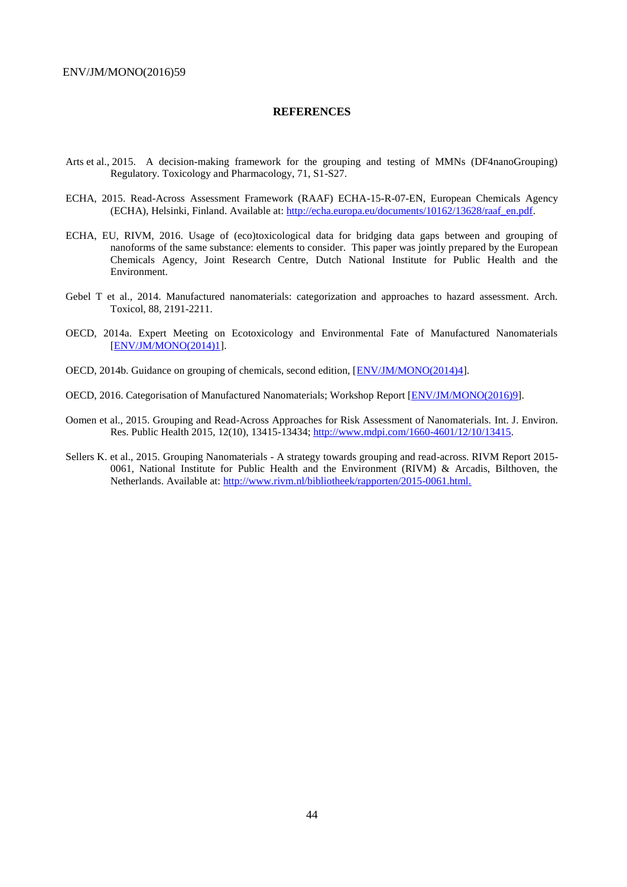# REFERENCES

Arts et al., 2015. A decision-making framework for the grouping and testing of MMNs (DF4nanoGrouping) Regulatory. Toxicology and Pharmacology, 71, S1-S27.

ECHA, 2015. Read-Across Assessment Framework (RAAF) ECHA-15-R-07-EN, European Chemicals Agency (ECHA), Helsinki, Finland. Available at: http://echa.europa.eu/documents/10162/13628/raaf_en.pdf.

ECHA, EU, RIVM, 2016. Usage of (eco)toxicological data for bridging data gaps between and grouping of nanoforms of the same substance: elements to consider. This paper was jointly prepared by the European Chemicals Agency, Joint Research Centre, Dutch National Institute for Public Health and the Environment.

Gebel T et al., 2014. Manufactured nanomaterials: categorization and approaches to hazard assessment. Arch. Toxicol, 88, 2191-2211.

OECD, 2014a. Expert Meeting on Ecotoxicology and Environmental Fate of Manufactured Nanomaterials [ENV/JM/MONO(2014)1].

OECD, 2014b. Guidance on grouping of chemicals, second edition, [ENV/JM/MONO(2014)4].

OECD, 2016. Categorisation of Manufactured Nanomaterials; Workshop Report [ENV/JM/MONO(2016)9].

Oomen et al., 2015. Grouping and Read-Across Approaches for Risk Assessment of Nanomaterials. Int. J. Environ. Res. Public Health 2015, 12(10), 13415-13434; http://www.mdpi.com/1660-4601/12/10/13415.

Sellers K. et al., 2015. Grouping Nanomaterials - A strategy towards grouping and read-across. RIVM Report 2015-0061, National Institute for Public Health and the Environment (RIVM) & Arcadis, Bilthoven, the Netherlands. Available at: http://www.rivm.nl/bibliotheek/rapporten/2015-0061.html.